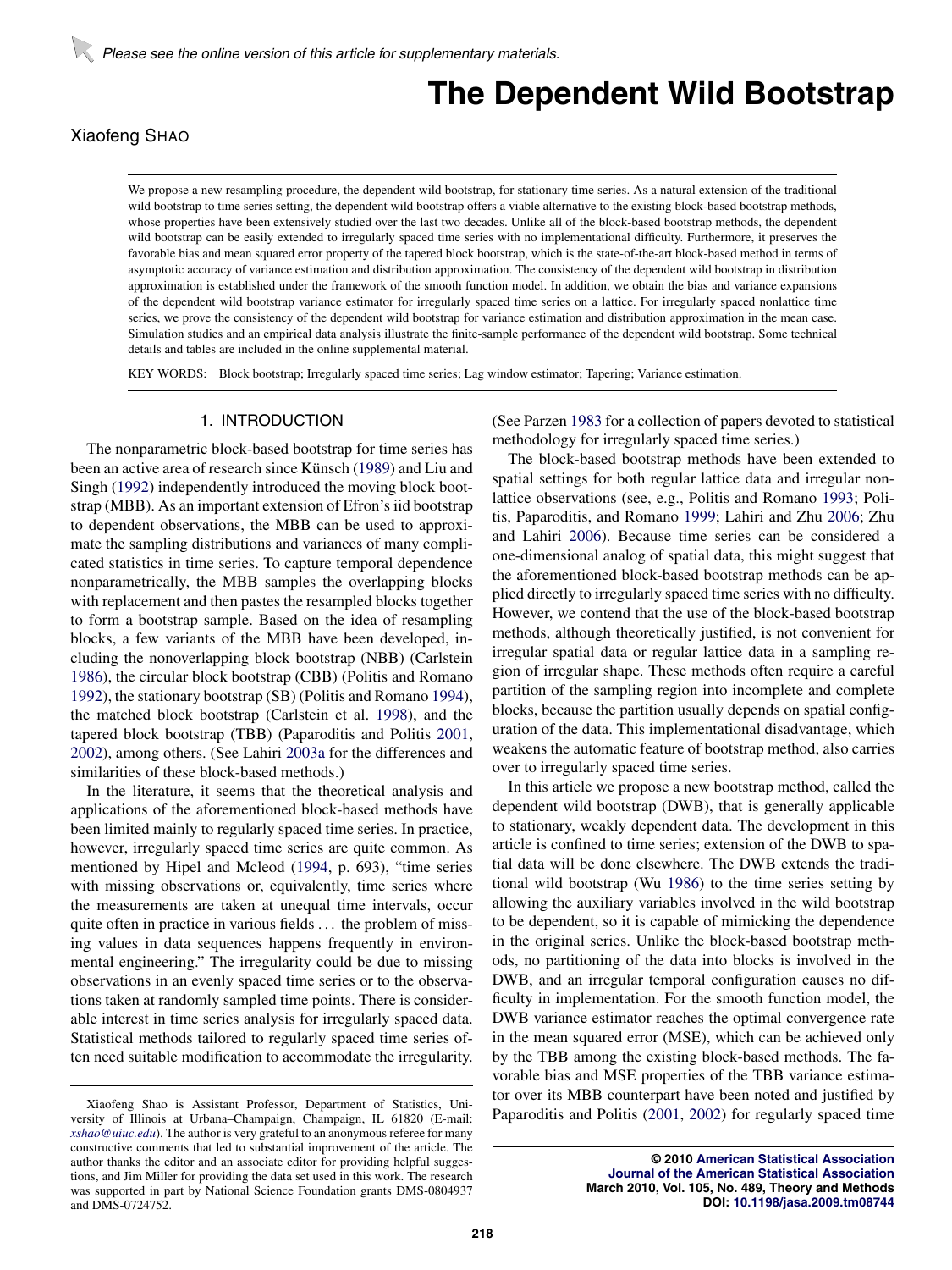Please see the online version of this article for supplementary materials.

# The Dependent Wild Bootstrap

Xiaofeng SHAO

We propose a new resampling procedure, the dependent wild bootstrap, for stationary time series. As a natural extension of the traditional wild bootstrap to time series setting, the dependent wild bootstrap offers a viable alternative to the existing block-based bootstrap methods, whose properties have been extensively studied over the last two decades. Unlike all of the block-based bootstrap methods, the dependent wild bootstrap can be easily extended to irregularly spaced time series with no implementational difficulty. Furthermore, it preserves the favorable bias and mean squared error property of the tapered block bootstrap, which is the state-of-the-art block-based method in terms of asymptotic accuracy of variance estimation and distribution approximation. The consistency of the dependent wild bootstrap in distribution approximation is established under the framework of the smooth function model. In addition, we obtain the bias and variance expansions of the dependent wild bootstrap variance estimator for irregularly spaced time series on a lattice. For irregularly spaced nonlattice time series, we prove the consistency of the dependent wild bootstrap for variance estimation and distribution approximation in the mean case. Simulation studies and an empirical data analysis illustrate the finite-sample performance of the dependent wild bootstrap. Some technical details and tables are included in the online supplemental material.

KEY WORDS: Block bootstrap; Irregularly spaced time series; Lag window estimator; Tapering; Variance estimation.

## 1. INTRODUCTION

The nonparametric block-based bootstrap for time series has been an active area of research since Künsch (1989) and Liu and Singh (1992) independently introduced the moving block bootstrap (MBB). As an important extension of Efron's iid bootstrap to dependent observations, the MBB can be used to approximate the sampling distributions and variances of many complicated statistics in time series. To capture temporal dependence nonparametrically, the MBB samples the overlapping blocks with replacement and then pastes the resampled blocks together to form a bootstrap sample. Based on the idea of resampling blocks, a few variants of the MBB have been developed, including the nonoverlapping block bootstrap (NBB) (Carlstein 1986), the circular block bootstrap (CBB) (Politis and Romano 1992), the stationary bootstrap (SB) (Politis and Romano 1994), the matched block bootstrap (Carlstein et al. 1998), and the tapered block bootstrap (TBB) (Paparoditis and Politis 2001, 2002), among others. (See Lahiri 2003a for the differences and similarities of these block-based methods.)

In the literature, it seems that the theoretical analysis and applications of the aforementioned block-based methods have been limited mainly to regularly spaced time series. In practice, however, irregularly spaced time series are quite common. As mentioned by Hipel and Mcleod (1994, p. 693), "time series with missing observations or, equivalently, time series where the measurements are taken at unequal time intervals, occur quite often in practice in various fields … the problem of missing values in data sequences happens frequently in environmental engineering." The irregularity could be due to missing observations in an evenly spaced time series or to the observations taken at randomly sampled time points. There is considerable interest in time series analysis for irregularly spaced data. Statistical methods tailored to regularly spaced time series often need suitable modification to accommodate the irregularity. (See Parzen 1983 for a collection of papers devoted to statistical methodology for irregularly spaced time series.)

The block-based bootstrap methods have been extended to spatial settings for both regular lattice data and irregular nonlattice observations (see, e.g., Politis and Romano 1993; Politis, Paparoditis, and Romano 1999; Lahiri and Zhu 2006; Zhu and Lahiri 2006). Because time series can be considered a one-dimensional analog of spatial data, this might suggest that the aforementioned block-based bootstrap methods can be applied directly to irregularly spaced time series with no difficulty. However, we contend that the use of the block-based bootstrap methods, although theoretically justified, is not convenient for irregular spatial data or regular lattice data in a sampling region of irregular shape. These methods often require a careful partition of the sampling region into incomplete and complete blocks, because the partition usually depends on spatial configuration of the data. This implementational disadvantage, which weakens the automatic feature of bootstrap method, also carries over to irregularly spaced time series.

In this article we propose a new bootstrap method, called the dependent wild bootstrap (DWB), that is generally applicable to stationary, weakly dependent data. The development in this article is confined to time series; extension of the DWB to spatial data will be done elsewhere. The DWB extends the traditional wild bootstrap (Wu 1986) to the time series setting by allowing the auxiliary variables involved in the wild bootstrap to be dependent, so it is capable of mimicking the dependence in the original series. Unlike the block-based bootstrap methods, no partitioning of the data into blocks is involved in the DWB, and an irregular temporal configuration causes no difficulty in implementation. For the smooth function model, the DWB variance estimator reaches the optimal convergence rate in the mean squared error (MSE), which can be achieved only by the TBB among the existing block-based methods. The favorable bias and MSE properties of the TBB variance estimator over its MBB counterpart have been noted and justified by Paparoditis and Politis (2001, 2002) for regularly spaced time

Xiaofeng Shao is Assistant Professor, Department of Statistics, University of Illinois at Urbana–Champaign, Champaign, IL 61820 (E-mail: xshao@uiuc.edu). The author is very grateful to an anonymous referee for many constructive comments that led to substantial improvement of the article. The author thanks the editor and an associate editor for providing helpful suggestions, and Jim Miller for providing the data set used in this work. The research was supported in part by National Science Foundation grants DMS-0804937 and DMS-0724752.

© 2010 American Statistical Association
Journal of the American Statistical Association
March 2010, Vol. 105, No. 489, Theory and Methods
DOI: 10.1198/jasa.2009.tm08744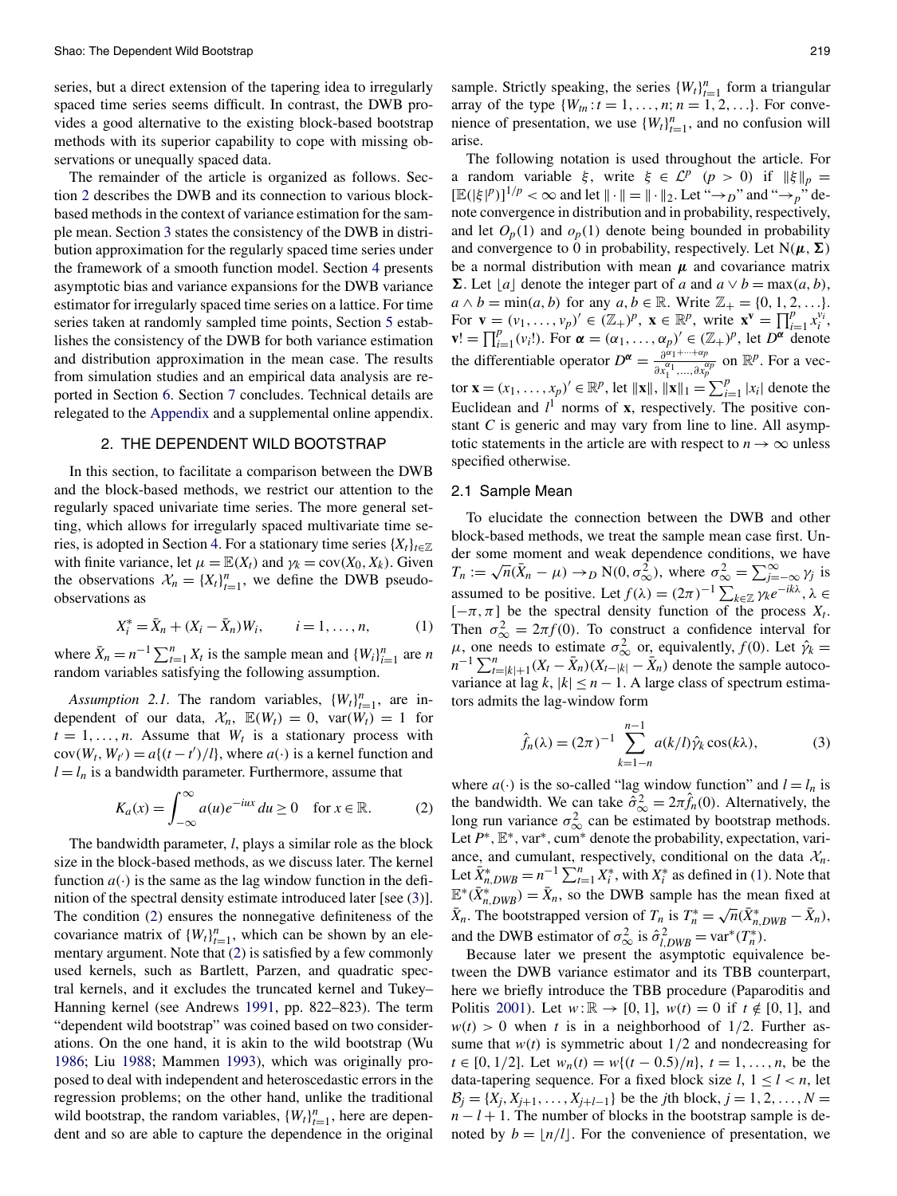series, but a direct extension of the tapering idea to irregularly spaced time series seems difficult. In contrast, the DWB provides a good alternative to the existing block-based bootstrap methods with its superior capability to cope with missing observations or unequally spaced data.

The remainder of the article is organized as follows. Section 2 describes the DWB and its connection to various block-based methods in the context of variance estimation for the sample mean. Section 3 states the consistency of the DWB in distribution approximation for the regularly spaced time series under the framework of a smooth function model. Section 4 presents asymptotic bias and variance expansions for the DWB variance estimator for irregularly spaced time series on a lattice. For time series taken at randomly sampled time points, Section 5 establishes the consistency of the DWB for both variance estimation and distribution approximation in the mean case. The results from simulation studies and an empirical data analysis are reported in Section 6. Section 7 concludes. Technical details are relegated to the Appendix and a supplemental online appendix.

## 2. THE DEPENDENT WILD BOOTSTRAP

In this section, to facilitate a comparison between the DWB and the block-based methods, we restrict our attention to the regularly spaced univariate time series. The more general setting, which allows for irregularly spaced multivariate time series, is adopted in Section 4. For a stationary time series $\{X_t\}_{t\in\mathbb{Z}}$ with finite variance, let $\mu = \mathbb{E}(X_t)$ and $\gamma_k = \mathrm{cov}(X_0, X_k)$. Given the observations $\mathcal{X}_n = \{X_t\}_{t=1}^n$, we define the DWB pseudo-observations as

$$X_i^* = \bar{X}_n + (X_i - \bar{X}_n)W_i, \qquad i = 1, \ldots, n, \tag{1}$$

where $\bar{X}_n = n^{-1}\sum_{t=1}^n X_t$ is the sample mean and $\{W_i\}_{i=1}^n$ are $n$ random variables satisfying the following assumption.

*Assumption 2.1.* The random variables, $\{W_t\}_{t=1}^n$, are independent of our data, $\mathcal{X}_n$, $\mathbb{E}(W_t) = 0$, $\mathrm{var}(W_t) = 1$ for $t = 1, \ldots, n$. Assume that $W_t$ is a stationary process with $\mathrm{cov}(W_t, W_{t'}) = a\{(t - t')/l\}$, where $a(\cdot)$ is a kernel function and $l = l_n$ is a bandwidth parameter. Furthermore, assume that

$$K_a(x) = \int_{-\infty}^{\infty} a(u)e^{-iux}\,du \ge 0 \quad \text{for } x \in \mathbb{R}. \tag{2}$$

The bandwidth parameter, $l$, plays a similar role as the block size in the block-based methods, as we discuss later. The kernel function $a(\cdot)$ is the same as the lag window function in the definition of the spectral density estimate introduced later [see (3)]. The condition (2) ensures the nonnegative definiteness of the covariance matrix of $\{W_t\}_{t=1}^n$, which can be shown by an elementary argument. Note that (2) is satisfied by a few commonly used kernels, such as Bartlett, Parzen, and quadratic spectral kernels, and it excludes the truncated kernel and Tukey–Hanning kernel (see Andrews 1991, pp. 822–823). The term "dependent wild bootstrap" was coined based on two considerations. On the one hand, it is akin to the wild bootstrap (Wu 1986; Liu 1988; Mammen 1993), which was originally proposed to deal with independent and heteroscedastic errors in the regression problems; on the other hand, unlike the traditional wild bootstrap, the random variables, $\{W_t\}_{t=1}^n$, here are dependent and so are able to capture the dependence in the original sample. Strictly speaking, the series $\{W_t\}_{t=1}^n$ form a triangular array of the type $\{W_{tn} : t = 1, \ldots, n; n = 1, 2, \ldots\}$. For convenience of presentation, we use $\{W_t\}_{t=1}^n$, and no confusion will arise.

The following notation is used throughout the article. For a random variable $\xi$, write $\xi \in \mathcal{L}^p$ $(p > 0)$ if $\|\xi\|_p = [\mathbb{E}(|\xi|^p)]^{1/p} < \infty$ and let $\|\cdot\| = \|\cdot\|_2$. Let "$\to_D$" and "$\to_p$" denote convergence in distribution and in probability, respectively, and let $O_p(1)$ and $o_p(1)$ denote being bounded in probability and convergence to 0 in probability, respectively. Let $\mathrm{N}(\boldsymbol{\mu}, \boldsymbol{\Sigma})$ be a normal distribution with mean $\boldsymbol{\mu}$ and covariance matrix $\boldsymbol{\Sigma}$. Let $\lfloor a \rfloor$ denote the integer part of $a$ and $a \vee b = \max(a, b)$, $a \wedge b = \min(a, b)$ for any $a, b \in \mathbb{R}$. Write $\mathbb{Z}_+ = \{0, 1, 2, \ldots\}$. For $\mathbf{v} = (v_1, \ldots, v_p)' \in (\mathbb{Z}_+)^p$, $\mathbf{x} \in \mathbb{R}^p$, write $\mathbf{x}^{\mathbf{v}} = \prod_{i=1}^p x_i^{v_i}$, $\mathbf{v}! = \prod_{i=1}^p (v_i!)$. For $\boldsymbol{\alpha} = (\alpha_1, \ldots, \alpha_p)' \in (\mathbb{Z}_+)^p$, let $D^{\boldsymbol{\alpha}}$ denote the differentiable operator $D^{\boldsymbol{\alpha}} = \frac{\partial^{\alpha_1+\cdots+\alpha_p}}{\partial x_1^{\alpha_1},\ldots,\partial x_p^{\alpha_p}}$ on $\mathbb{R}^p$. For a vector $\mathbf{x} = (x_1, \ldots, x_p)' \in \mathbb{R}^p$, let $\|\mathbf{x}\|$, $\|\mathbf{x}\|_1 = \sum_{i=1}^p |x_i|$ denote the Euclidean and $l^1$ norms of $\mathbf{x}$, respectively. The positive constant $C$ is generic and may vary from line to line. All asymptotic statements in the article are with respect to $n \to \infty$ unless specified otherwise.

### 2.1 Sample Mean

To elucidate the connection between the DWB and other block-based methods, we treat the sample mean case first. Under some moment and weak dependence conditions, we have $T_n := \sqrt{n}(\bar{X}_n - \mu) \to_D \mathrm{N}(0, \sigma_\infty^2)$, where $\sigma_\infty^2 = \sum_{j=-\infty}^{\infty} \gamma_j$ is assumed to be positive. Let $f(\lambda) = (2\pi)^{-1}\sum_{k\in\mathbb{Z}} \gamma_k e^{-ik\lambda}$, $\lambda \in [-\pi, \pi]$ be the spectral density function of the process $X_t$. Then $\sigma_\infty^2 = 2\pi f(0)$. To construct a confidence interval for $\mu$, one needs to estimate $\sigma_\infty^2$ or, equivalently, $f(0)$. Let $\hat{\gamma}_k = n^{-1}\sum_{t=|k|+1}^n (X_t - \bar{X}_n)(X_{t-|k|} - \bar{X}_n)$ denote the sample autocovariance at lag $k$, $|k| \le n - 1$. A large class of spectrum estimators admits the lag-window form

$$\hat{f}_n(\lambda) = (2\pi)^{-1}\sum_{k=1-n}^{n-1} a(k/l)\hat{\gamma}_k \cos(k\lambda), \tag{3}$$

where $a(\cdot)$ is the so-called "lag window function" and $l = l_n$ is the bandwidth. We can take $\hat{\sigma}_\infty^2 = 2\pi\hat{f}_n(0)$. Alternatively, the long run variance $\sigma_\infty^2$ can be estimated by bootstrap methods. Let $P^*$, $\mathbb{E}^*$, $\mathrm{var}^*$, $\mathrm{cum}^*$ denote the probability, expectation, variance, and cumulant, respectively, conditional on the data $\mathcal{X}_n$. Let $\bar{X}_{n,DWB}^* = n^{-1}\sum_{t=1}^n X_t^*$, with $X_t^*$ as defined in (1). Note that $\mathbb{E}^*(\bar{X}_{n,DWB}^*) = \bar{X}_n$, so the DWB sample has the mean fixed at $\bar{X}_n$. The bootstrapped version of $T_n$ is $T_n^* = \sqrt{n}(\bar{X}_{n,DWB}^* - \bar{X}_n)$, and the DWB estimator of $\sigma_\infty^2$ is $\hat{\sigma}_{l,DWB}^2 = \mathrm{var}^*(T_n^*)$.

Because later we present the asymptotic equivalence between the DWB variance estimator and its TBB counterpart, here we briefly introduce the TBB procedure (Paparoditis and Politis 2001). Let $w : \mathbb{R} \to [0, 1]$, $w(t) = 0$ if $t \notin [0, 1]$, and $w(t) > 0$ when $t$ is in a neighborhood of $1/2$. Further assume that $w(t)$ is symmetric about $1/2$ and nondecreasing for $t \in [0, 1/2]$. Let $w_n(t) = w\{(t - 0.5)/n\}$, $t = 1, \ldots, n$, be the data-tapering sequence. For a fixed block size $l$, $1 \le l < n$, let $\mathcal{B}_j = \{X_j, X_{j+1}, \ldots, X_{j+l-1}\}$ be the $j$th block, $j = 1, 2, \ldots, N = n - l + 1$. The number of blocks in the bootstrap sample is denoted by $b = \lfloor n/l \rfloor$. For the convenience of presentation, we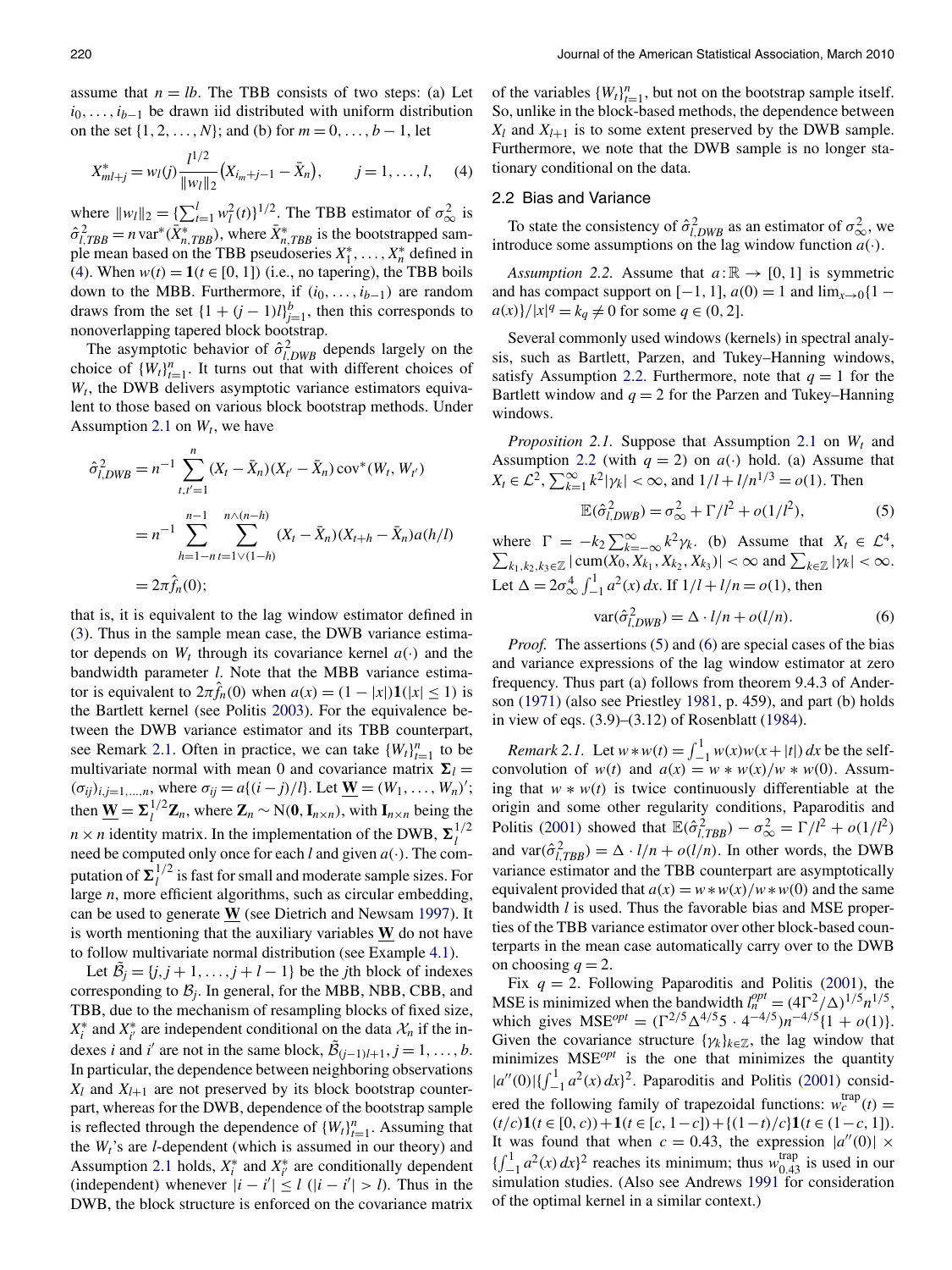assume that $n = lb$. The TBB consists of two steps: (a) Let $i_0, \ldots, i_{b-1}$ be drawn iid distributed with uniform distribution on the set $\{1, 2, \ldots, N\}$; and (b) for $m = 0, \ldots, b-1$, let

$$X^*_{ml+j} = w_l(j)\frac{l^{1/2}}{\|w_l\|_2}(X_{i_m+j-1} - \bar{X}_n), \qquad j = 1, \ldots, l, \quad (4)$$

where $\|w_l\|_2 = \{\sum_{t=1}^{l} w_l^2(t)\}^{1/2}$. The TBB estimator of $\sigma^2_\infty$ is $\hat{\sigma}^2_{l,TBB} = n \operatorname{var}^*(\bar{X}^*_{n,TBB})$, where $\bar{X}^*_{n,TBB}$ is the bootstrapped sample mean based on the TBB pseudoseries $X^*_1, \ldots, X^*_n$ defined in (4). When $w(t) = \mathbf{1}(t \in [0,1])$ (i.e., no tapering), the TBB boils down to the MBB. Furthermore, if $(i_0, \ldots, i_{b-1})$ are random draws from the set $\{1 + (j-1)l\}_{j=1}^{b}$, then this corresponds to nonoverlapping tapered block bootstrap.

The asymptotic behavior of $\hat{\sigma}^2_{l,DWB}$ depends largely on the choice of $\{W_t\}_{t=1}^n$. It turns out that with different choices of $W_t$, the DWB delivers asymptotic variance estimators equivalent to those based on various block bootstrap methods. Under Assumption 2.1 on $W_t$, we have

$$\begin{aligned}
\hat{\sigma}^2_{l,DWB} &= n^{-1}\sum_{t,t'=1}^{n}(X_t - \bar{X}_n)(X_{t'} - \bar{X}_n)\operatorname{cov}^*(W_t, W_{t'}) \\
&= n^{-1}\sum_{h=1-n}^{n-1}\sum_{t=1\vee(1-h)}^{n\wedge(n-h)}(X_t - \bar{X}_n)(X_{t+h} - \bar{X}_n)a(h/l) \\
&= 2\pi\hat{f}_n(0);
\end{aligned}$$

that is, it is equivalent to the lag window estimator defined in (3). Thus in the sample mean case, the DWB variance estimator depends on $W_t$ through its covariance kernel $a(\cdot)$ and the bandwidth parameter $l$. Note that the MBB variance estimator is equivalent to $2\pi\hat{f}_n(0)$ when $a(x) = (1 - |x|)\mathbf{1}(|x| \le 1)$ is the Bartlett kernel (see Politis 2003). For the equivalence between the DWB variance estimator and its TBB counterpart, see Remark 2.1. Often in practice, we can take $\{W_t\}_{t=1}^n$ to be multivariate normal with mean 0 and covariance matrix $\boldsymbol{\Sigma}_l = (\sigma_{ij})_{i,j=1,\ldots,n}$, where $\sigma_{ij} = a\{(i-j)/l\}$. Let $\underline{\mathbf{W}} = (W_1, \ldots, W_n)'$; then $\underline{\mathbf{W}} = \boldsymbol{\Sigma}_l^{1/2}\mathbf{Z}_n$, where $\mathbf{Z}_n \sim \mathrm{N}(\mathbf{0}, \mathbf{I}_{n\times n})$, with $\mathbf{I}_{n\times n}$ being the $n \times n$ identity matrix. In the implementation of the DWB, $\boldsymbol{\Sigma}_l^{1/2}$ need be computed only once for each $l$ and given $a(\cdot)$. The computation of $\boldsymbol{\Sigma}_l^{1/2}$ is fast for small and moderate sample sizes. For large $n$, more efficient algorithms, such as circular embedding, can be used to generate $\underline{\mathbf{W}}$ (see Dietrich and Newsam 1997). It is worth mentioning that the auxiliary variables $\underline{\mathbf{W}}$ do not have to follow multivariate normal distribution (see Example 4.1).

Let $\tilde{\mathcal{B}}_j = \{j, j+1, \ldots, j+l-1\}$ be the $j$th block of indexes corresponding to $\mathcal{B}_j$. In general, for the MBB, NBB, CBB, and TBB, due to the mechanism of resampling blocks of fixed size, $X^*_i$ and $X^*_{i'}$ are independent conditional on the data $\mathcal{X}_n$ if the indexes $i$ and $i'$ are not in the same block, $\tilde{\mathcal{B}}_{(j-1)l+1}, j = 1, \ldots, b$. In particular, the dependence between neighboring observations $X_l$ and $X_{l+1}$ are not preserved by its block bootstrap counterpart, whereas for the DWB, dependence of the bootstrap sample is reflected through the dependence of $\{W_t\}_{t=1}^n$. Assuming that the $W_t$'s are $l$-dependent (which is assumed in our theory) and Assumption 2.1 holds, $X^*_i$ and $X^*_{i'}$ are conditionally dependent (independent) whenever $|i - i'| \le l$ ($|i - i'| > l$). Thus in the DWB, the block structure is enforced on the covariance matrix of the variables $\{W_t\}_{t=1}^n$, but not on the bootstrap sample itself. So, unlike in the block-based methods, the dependence between $X_l$ and $X_{l+1}$ is to some extent preserved by the DWB sample. Furthermore, we note that the DWB sample is no longer stationary conditional on the data.

## 2.2 Bias and Variance

To state the consistency of $\hat{\sigma}^2_{l,DWB}$ as an estimator of $\sigma^2_\infty$, we introduce some assumptions on the lag window function $a(\cdot)$.

*Assumption 2.2.* Assume that $a: \mathbb{R} \to [0,1]$ is symmetric and has compact support on $[-1,1]$, $a(0) = 1$ and $\lim_{x\to 0}\{1 - a(x)\}/|x|^q = k_q \ne 0$ for some $q \in (0,2]$.

Several commonly used windows (kernels) in spectral analysis, such as Bartlett, Parzen, and Tukey–Hanning windows, satisfy Assumption 2.2. Furthermore, note that $q = 1$ for the Bartlett window and $q = 2$ for the Parzen and Tukey–Hanning windows.

*Proposition 2.1.* Suppose that Assumption 2.1 on $W_t$ and Assumption 2.2 (with $q = 2$) on $a(\cdot)$ hold. (a) Assume that $X_t \in \mathcal{L}^2$, $\sum_{k=1}^{\infty} k^2|\gamma_k| < \infty$, and $1/l + l/n^{1/3} = o(1)$. Then

$$\mathbb{E}(\hat{\sigma}^2_{l,DWB}) = \sigma^2_\infty + \Gamma/l^2 + o(1/l^2), \quad (5)$$

where $\Gamma = -k_2\sum_{k=-\infty}^{\infty} k^2\gamma_k$. (b) Assume that $X_t \in \mathcal{L}^4$, $\sum_{k_1,k_2,k_3\in\mathbb{Z}} |\operatorname{cum}(X_0, X_{k_1}, X_{k_2}, X_{k_3})| < \infty$ and $\sum_{k\in\mathbb{Z}} |\gamma_k| < \infty$. Let $\Delta = 2\sigma^4_\infty\int_{-1}^{1} a^2(x)\,dx$. If $1/l + l/n = o(1)$, then

$$\operatorname{var}(\hat{\sigma}^2_{l,DWB}) = \Delta \cdot l/n + o(l/n). \quad (6)$$

*Proof.* The assertions (5) and (6) are special cases of the bias and variance expressions of the lag window estimator at zero frequency. Thus part (a) follows from theorem 9.4.3 of Anderson (1971) (also see Priestley 1981, p. 459), and part (b) holds in view of eqs. (3.9)–(3.12) of Rosenblatt (1984).

*Remark 2.1.* Let $w * w(t) = \int_{-1}^{1} w(x)w(x + |t|)\,dx$ be the self-convolution of $w(t)$ and $a(x) = w * w(x)/w * w(0)$. Assuming that $w * w(t)$ is twice continuously differentiable at the origin and some other regularity conditions, Paparoditis and Politis (2001) showed that $\mathbb{E}(\hat{\sigma}^2_{l,TBB}) - \sigma^2_\infty = \Gamma/l^2 + o(1/l^2)$ and $\operatorname{var}(\hat{\sigma}^2_{l,TBB}) = \Delta \cdot l/n + o(l/n)$. In other words, the DWB variance estimator and the TBB counterpart are asymptotically equivalent provided that $a(x) = w * w(x)/w * w(0)$ and the same bandwidth $l$ is used. Thus the favorable bias and MSE properties of the TBB variance estimator over other block-based counterparts in the mean case automatically carry over to the DWB on choosing $q = 2$.

Fix $q = 2$. Following Paparoditis and Politis (2001), the MSE is minimized when the bandwidth $l_n^{opt} = (4\Gamma^2/\Delta)^{1/5}n^{1/5}$, which gives $\mathrm{MSE}^{opt} = (\Gamma^{2/5}\Delta^{4/5}5 \cdot 4^{-4/5})n^{-4/5}\{1 + o(1)\}$. Given the covariance structure $\{\gamma_k\}_{k\in\mathbb{Z}}$, the lag window that minimizes $\mathrm{MSE}^{opt}$ is the one that minimizes the quantity $|a''(0)|\{\int_{-1}^{1} a^2(x)\,dx\}^2$. Paparoditis and Politis (2001) considered the following family of trapezoidal functions: $w_c^{\text{trap}}(t) = (t/c)\mathbf{1}(t \in [0,c)) + \mathbf{1}(t \in [c, 1-c]) + \{(1-t)/c\}\mathbf{1}(t \in (1-c, 1])$. It was found that when $c = 0.43$, the expression $|a''(0)| \times \{\int_{-1}^{1} a^2(x)\,dx\}^2$ reaches its minimum; thus $w_{0.43}^{\text{trap}}$ is used in our simulation studies. (Also see Andrews 1991 for consideration of the optimal kernel in a similar context.)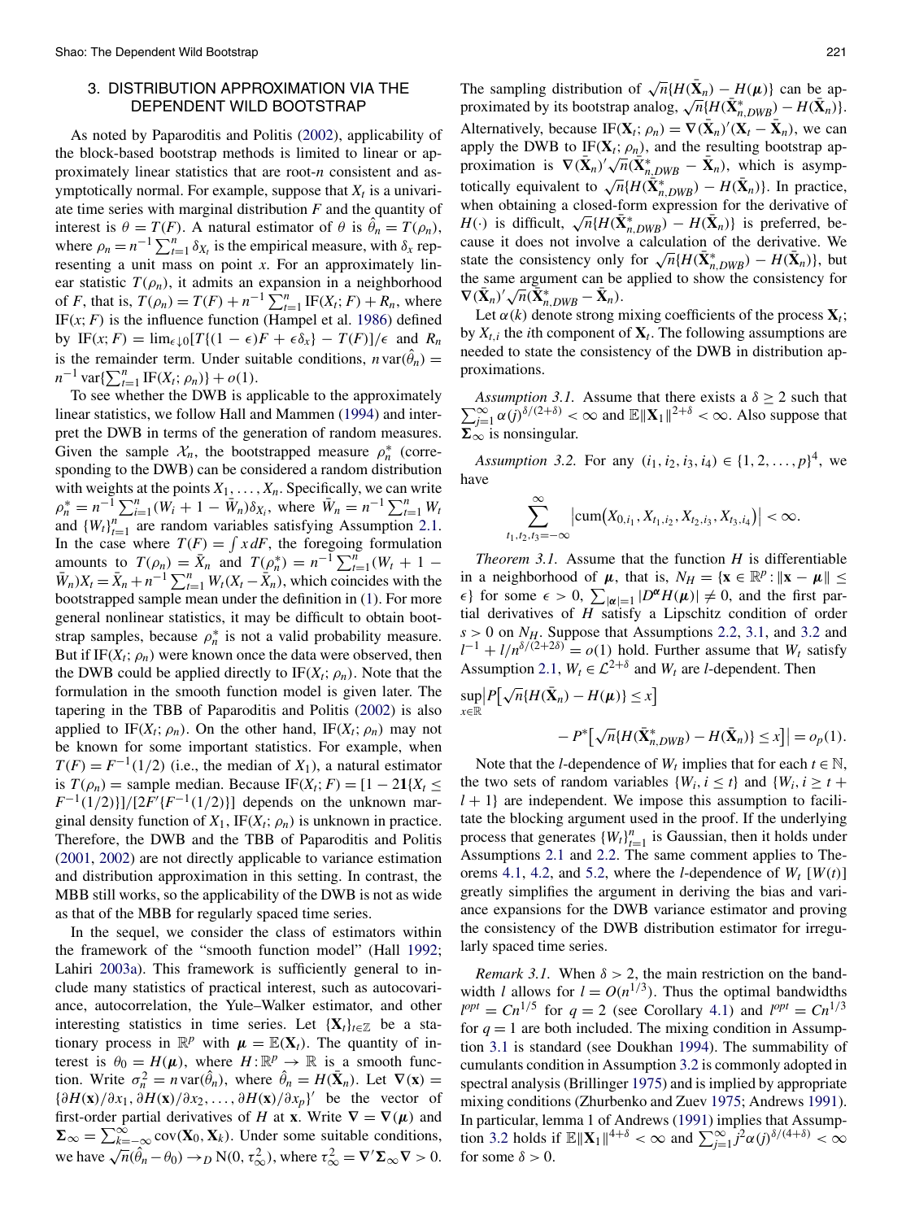## 3. DISTRIBUTION APPROXIMATION VIA THE DEPENDENT WILD BOOTSTRAP

As noted by Paparoditis and Politis (2002), applicability of the block-based bootstrap methods is limited to linear or approximately linear statistics that are root-$n$ consistent and asymptotically normal. For example, suppose that $X_t$ is a univariate time series with marginal distribution $F$ and the quantity of interest is $\theta = T(F)$. A natural estimator of $\theta$ is $\hat{\theta}_n = T(\rho_n)$, where $\rho_n = n^{-1}\sum_{t=1}^n \delta_{X_t}$ is the empirical measure, with $\delta_x$ representing a unit mass on point $x$. For an approximately linear statistic $T(\rho_n)$, it admits an expansion in a neighborhood of $F$, that is, $T(\rho_n) = T(F) + n^{-1}\sum_{t=1}^n \mathrm{IF}(X_t; F) + R_n$, where $\mathrm{IF}(x; F)$ is the influence function (Hampel et al. 1986) defined by $\mathrm{IF}(x; F) = \lim_{\epsilon\downarrow 0}[T\{(1-\epsilon)F + \epsilon\delta_x\} - T(F)]/\epsilon$ and $R_n$ is the remainder term. Under suitable conditions, $n\,\mathrm{var}(\hat{\theta}_n) = n^{-1}\mathrm{var}\{\sum_{t=1}^n \mathrm{IF}(X_t; \rho_n)\} + o(1)$.

To see whether the DWB is applicable to the approximately linear statistics, we follow Hall and Mammen (1994) and interpret the DWB in terms of the generation of random measures. Given the sample $\mathcal{X}_n$, the bootstrapped measure $\rho_n^*$ (corresponding to the DWB) can be considered a random distribution with weights at the points $X_1, \ldots, X_n$. Specifically, we can write $\rho_n^* = n^{-1}\sum_{t=1}^n (W_t + 1 - \bar{W}_n)\delta_{X_t}$, where $\bar{W}_n = n^{-1}\sum_{t=1}^n W_t$ and $\{W_t\}_{t=1}^n$ are random variables satisfying Assumption 2.1. In the case where $T(F) = \int x\,dF$, the foregoing formulation amounts to $T(\rho_n) = \bar{X}_n$ and $T(\rho_n^*) = n^{-1}\sum_{t=1}^n (W_t + 1 - \bar{W}_n)X_t = \bar{X}_n + n^{-1}\sum_{t=1}^n W_t(X_t - \bar{X}_n)$, which coincides with the bootstrapped sample mean under the definition in (1). For more general nonlinear statistics, it may be difficult to obtain bootstrap samples, because $\rho_n^*$ is not a valid probability measure. But if $\mathrm{IF}(X_t; \rho_n)$ were known once the data were observed, then the DWB could be applied directly to $\mathrm{IF}(X_t; \rho_n)$. Note that the formulation in the smooth function model is given later. The tapering in the TBB of Paparoditis and Politis (2002) is also applied to $\mathrm{IF}(X_t; \rho_n)$. On the other hand, $\mathrm{IF}(X_t; \rho_n)$ may not be known for some important statistics. For example, when $T(F) = F^{-1}(1/2)$ (i.e., the median of $X_1$), a natural estimator is $T(\rho_n)$ = sample median. Because $\mathrm{IF}(X_t; F) = [1 - 2\mathbf{1}\{X_t \le F^{-1}(1/2)\}]/[2F'\{F^{-1}(1/2)\}]$ depends on the unknown marginal density function of $X_1$, $\mathrm{IF}(X_t; \rho_n)$ is unknown in practice. Therefore, the DWB and the TBB of Paparoditis and Politis (2001, 2002) are not directly applicable to variance estimation and distribution approximation in this setting. In contrast, the MBB still works, so the applicability of the DWB is not as wide as that of the MBB for regularly spaced time series.

In the sequel, we consider the class of estimators within the framework of the "smooth function model" (Hall 1992; Lahiri 2003a). This framework is sufficiently general to include many statistics of practical interest, such as autocovariance, autocorrelation, the Yule–Walker estimator, and other interesting statistics in time series. Let $\{\mathbf{X}_t\}_{t\in\mathbb{Z}}$ be a stationary process in $\mathbb{R}^p$ with $\boldsymbol{\mu} = \mathbb{E}(\mathbf{X}_t)$. The quantity of interest is $\theta_0 = H(\boldsymbol{\mu})$, where $H: \mathbb{R}^p \to \mathbb{R}$ is a smooth function. Write $\sigma_n^2 = n\,\mathrm{var}(\hat{\theta}_n)$, where $\hat{\theta}_n = H(\bar{\mathbf{X}}_n)$. Let $\nabla(\mathbf{x}) = \{\partial H(\mathbf{x})/\partial x_1, \partial H(\mathbf{x})/\partial x_2, \ldots, \partial H(\mathbf{x})/\partial x_p\}'$ be the vector of first-order partial derivatives of $H$ at $\mathbf{x}$. Write $\nabla = \nabla(\boldsymbol{\mu})$ and $\boldsymbol{\Sigma}_\infty = \sum_{k=-\infty}^{\infty}\mathrm{cov}(\mathbf{X}_0, \mathbf{X}_k)$. Under some suitable conditions, we have $\sqrt{n}(\hat{\theta}_n - \theta_0) \to_D \mathrm{N}(0, \tau_\infty^2)$, where $\tau_\infty^2 = \nabla'\boldsymbol{\Sigma}_\infty\nabla > 0$. The sampling distribution of $\sqrt{n}\{H(\bar{\mathbf{X}}_n) - H(\boldsymbol{\mu})\}$ can be approximated by its bootstrap analog, $\sqrt{n}\{H(\bar{\mathbf{X}}_{n,DWB}^*) - H(\bar{\mathbf{X}}_n)\}$. Alternatively, because $\mathrm{IF}(\mathbf{X}_t; \rho_n) = \nabla(\bar{\mathbf{X}}_n)'(\mathbf{X}_t - \bar{\mathbf{X}}_n)$, we can apply the DWB to $\mathrm{IF}(\mathbf{X}_t; \rho_n)$, and the resulting bootstrap approximation is $\nabla(\bar{\mathbf{X}}_n)'\sqrt{n}(\bar{\mathbf{X}}_{n,DWB}^* - \bar{\mathbf{X}}_n)$, which is asymptotically equivalent to $\sqrt{n}\{H(\bar{\mathbf{X}}_{n,DWB}^*) - H(\bar{\mathbf{X}}_n)\}$. In practice, when obtaining a closed-form expression for the derivative of $H(\cdot)$ is difficult, $\sqrt{n}\{H(\bar{\mathbf{X}}_{n,DWB}^*) - H(\bar{\mathbf{X}}_n)\}$ is preferred, because it does not involve a calculation of the derivative. We state the consistency only for $\sqrt{n}\{H(\bar{\mathbf{X}}_{n,DWB}^*) - H(\bar{\mathbf{X}}_n)\}$, but the same argument can be applied to show the consistency for $\nabla(\bar{\mathbf{X}}_n)'\sqrt{n}(\bar{\mathbf{X}}_{n,DWB}^* - \bar{\mathbf{X}}_n)$.

Let $\alpha(k)$ denote strong mixing coefficients of the process $\mathbf{X}_t$; by $X_{t,i}$ the $i$th component of $\mathbf{X}_t$. The following assumptions are needed to state the consistency of the DWB in distribution approximations.

*Assumption 3.1.* Assume that there exists a $\delta \ge 2$ such that $\sum_{j=1}^\infty \alpha(j)^{\delta/(2+\delta)} < \infty$ and $\mathbb{E}\|\mathbf{X}_1\|^{2+\delta} < \infty$. Also suppose that $\boldsymbol{\Sigma}_\infty$ is nonsingular.

*Assumption 3.2.* For any $(i_1, i_2, i_3, i_4) \in \{1, 2, \ldots, p\}^4$, we have

$$\sum_{t_1,t_2,t_3=-\infty}^{\infty} \left|\mathrm{cum}\left(X_{0,i_1}, X_{t_1,i_2}, X_{t_2,i_3}, X_{t_3,i_4}\right)\right| < \infty.$$

*Theorem 3.1.* Assume that the function $H$ is differentiable in a neighborhood of $\boldsymbol{\mu}$, that is, $N_H = \{\mathbf{x} \in \mathbb{R}^p : \|\mathbf{x} - \boldsymbol{\mu}\| \le \epsilon\}$ for some $\epsilon > 0$, $\sum_{|\boldsymbol{\alpha}|=1}|D^{\boldsymbol{\alpha}}H(\boldsymbol{\mu})| \ne 0$, and the first partial derivatives of $H$ satisfy a Lipschitz condition of order $s > 0$ on $N_H$. Suppose that Assumptions 2.2, 3.1, and 3.2 and $l^{-1} + l/n^{\delta/(2+2\delta)} = o(1)$ hold. Further assume that $W_t$ satisfy Assumption 2.1, $W_t \in \mathcal{L}^{2+\delta}$ and $W_t$ are $l$-dependent. Then

$$\sup_{x\in\mathbb{R}}\Big|P\big[\sqrt{n}\{H(\bar{\mathbf{X}}_n) - H(\boldsymbol{\mu})\} \le x\big] - P^*\big[\sqrt{n}\{H(\bar{\mathbf{X}}_{n,DWB}^*) - H(\bar{\mathbf{X}}_n)\} \le x\big]\Big| = o_p(1).$$

Note that the $l$-dependence of $W_t$ implies that for each $t \in \mathbb{N}$, the two sets of random variables $\{W_i, i \le t\}$ and $\{W_i, i \ge t + l + 1\}$ are independent. We impose this assumption to facilitate the blocking argument used in the proof. If the underlying process that generates $\{W_t\}_{t=1}^n$ is Gaussian, then it holds under Assumptions 2.1 and 2.2. The same comment applies to Theorems 4.1, 4.2, and 5.2, where the $l$-dependence of $W_t$ [$W(t)$] greatly simplifies the argument in deriving the bias and variance expansions for the DWB variance estimator and proving the consistency of the DWB distribution estimator for irregularly spaced time series.

*Remark 3.1.* When $\delta > 2$, the main restriction on the bandwidth $l$ allows for $l = O(n^{1/3})$. Thus the optimal bandwidths $l^{opt} = Cn^{1/5}$ for $q = 2$ (see Corollary 4.1) and $l^{opt} = Cn^{1/3}$ for $q = 1$ are both included. The mixing condition in Assumption 3.1 is standard (see Doukhan 1994). The summability of cumulants condition in Assumption 3.2 is commonly adopted in spectral analysis (Brillinger 1975) and is implied by appropriate mixing conditions (Zhurbenko and Zuev 1975; Andrews 1991). In particular, lemma 1 of Andrews (1991) implies that Assumption 3.2 holds if $\mathbb{E}\|\mathbf{X}_1\|^{4+\delta} < \infty$ and $\sum_{j=1}^\infty j^2\alpha(j)^{\delta/(4+\delta)} < \infty$ for some $\delta > 0$.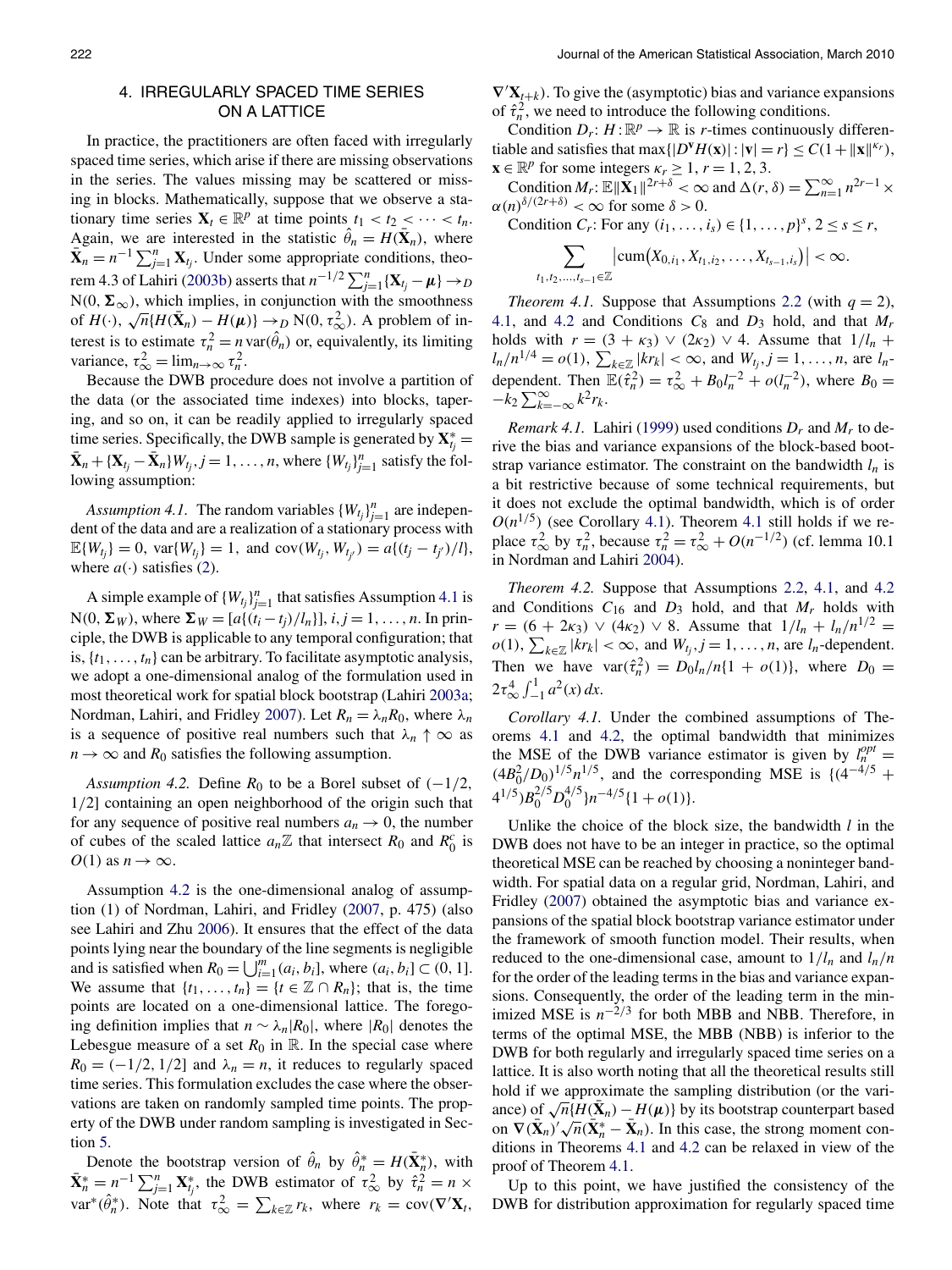## 4. IRREGULARLY SPACED TIME SERIES ON A LATTICE

In practice, the practitioners are often faced with irregularly spaced time series, which arise if there are missing observations in the series. The values missing may be scattered or missing in blocks. Mathematically, suppose that we observe a stationary time series $\mathbf{X}_t \in \mathbb{R}^p$ at time points $t_1 < t_2 < \cdots < t_n$. Again, we are interested in the statistic $\hat{\theta}_n = H(\bar{\mathbf{X}}_n)$, where $\bar{\mathbf{X}}_n = n^{-1}\sum_{j=1}^n \mathbf{X}_{t_j}$. Under some appropriate conditions, theorem 4.3 of Lahiri (2003b) asserts that $n^{-1/2}\sum_{j=1}^n\{\mathbf{X}_{t_j} - \boldsymbol{\mu}\} \to_D \mathrm{N}(0, \boldsymbol{\Sigma}_\infty)$, which implies, in conjunction with the smoothness of $H(\cdot)$, $\sqrt{n}\{H(\bar{\mathbf{X}}_n) - H(\boldsymbol{\mu})\} \to_D \mathrm{N}(0, \tau_\infty^2)$. A problem of interest is to estimate $\tau_n^2 = n\,\mathrm{var}(\hat{\theta}_n)$ or, equivalently, its limiting variance, $\tau_\infty^2 = \lim_{n\to\infty} \tau_n^2$.

Because the DWB procedure does not involve a partition of the data (or the associated time indexes) into blocks, tapering, and so on, it can be readily applied to irregularly spaced time series. Specifically, the DWB sample is generated by $\mathbf{X}^*_{t_j} = \bar{\mathbf{X}}_n + \{\mathbf{X}_{t_j} - \bar{\mathbf{X}}_n\}W_{t_j}, j = 1, \ldots, n$, where $\{W_{t_j}\}_{j=1}^n$ satisfy the following assumption:

*Assumption 4.1.* The random variables $\{W_{t_j}\}_{j=1}^n$ are independent of the data and are a realization of a stationary process with $\mathbb{E}\{W_{t_j}\} = 0$, $\mathrm{var}\{W_{t_j}\} = 1$, and $\mathrm{cov}(W_{t_j}, W_{t_{j'}}) = a\{(t_j - t_{j'})/l\}$, where $a(\cdot)$ satisfies (2).

A simple example of $\{W_{t_j}\}_{j=1}^n$ that satisfies Assumption 4.1 is $\mathrm{N}(0, \boldsymbol{\Sigma}_W)$, where $\boldsymbol{\Sigma}_W = [a\{(t_i - t_j)/l_n\}]$, $i, j = 1, \ldots, n$. In principle, the DWB is applicable to any temporal configuration; that is, $\{t_1, \ldots, t_n\}$ can be arbitrary. To facilitate asymptotic analysis, we adopt a one-dimensional analog of the formulation used in most theoretical work for spatial block bootstrap (Lahiri 2003a; Nordman, Lahiri, and Fridley 2007). Let $R_n = \lambda_n R_0$, where $\lambda_n$ is a sequence of positive real numbers such that $\lambda_n \uparrow \infty$ as $n \to \infty$ and $R_0$ satisfies the following assumption.

*Assumption 4.2.* Define $R_0$ to be a Borel subset of $(-1/2, 1/2]$ containing an open neighborhood of the origin such that for any sequence of positive real numbers $a_n \to 0$, the number of cubes of the scaled lattice $a_n\mathbb{Z}$ that intersect $R_0$ and $R_0^c$ is $O(1)$ as $n \to \infty$.

Assumption 4.2 is the one-dimensional analog of assumption (1) of Nordman, Lahiri, and Fridley (2007, p. 475) (also see Lahiri and Zhu 2006). It ensures that the effect of the data points lying near the boundary of the line segments is negligible and is satisfied when $R_0 = \bigcup_{i=1}^m (a_i, b_i]$, where $(a_i, b_i] \subset (0, 1]$. We assume that $\{t_1, \ldots, t_n\} = \{t \in \mathbb{Z} \cap R_n\}$; that is, the time points are located on a one-dimensional lattice. The foregoing definition implies that $n \sim \lambda_n |R_0|$, where $|R_0|$ denotes the Lebesgue measure of a set $R_0$ in $\mathbb{R}$. In the special case where $R_0 = (-1/2, 1/2]$ and $\lambda_n = n$, it reduces to regularly spaced time series. This formulation excludes the case where the observations are taken on randomly sampled time points. The property of the DWB under random sampling is investigated in Section 5.

Denote the bootstrap version of $\hat{\theta}_n$ by $\hat{\theta}^*_n = H(\bar{\mathbf{X}}^*_n)$, with $\bar{\mathbf{X}}^*_n = n^{-1}\sum_{j=1}^n \mathbf{X}^*_{t_j}$, the DWB estimator of $\tau_\infty^2$ by $\hat{\tau}_n^2 = n \times \mathrm{var}^*(\hat{\theta}^*_n)$. Note that $\tau_\infty^2 = \sum_{k\in\mathbb{Z}} r_k$, where $r_k = \mathrm{cov}(\boldsymbol{\nabla}'\mathbf{X}_t, \boldsymbol{\nabla}'\mathbf{X}_{t+k})$. To give the (asymptotic) bias and variance expansions of $\hat{\tau}_n^2$, we need to introduce the following conditions.

Condition $D_r$: $H: \mathbb{R}^p \to \mathbb{R}$ is $r$-times continuously differentiable and satisfies that $\max\{|D^{\mathbf{v}}H(\mathbf{x})| : |\mathbf{v}| = r\} \le C(1 + \|\mathbf{x}\|^{\kappa_r})$, $\mathbf{x} \in \mathbb{R}^p$ for some integers $\kappa_r \ge 1$, $r = 1, 2, 3$.

Condition $M_r$: $\mathbb{E}\|\mathbf{X}_1\|^{2r+\delta} < \infty$ and $\Delta(r, \delta) = \sum_{n=1}^\infty n^{2r-1} \times \alpha(n)^{\delta/(2r+\delta)} < \infty$ for some $\delta > 0$.

Condition $C_r$: For any $(i_1, \ldots, i_s) \in \{1, \ldots, p\}^s$, $2 \le s \le r$,

$$\sum_{t_1, t_2, \ldots, t_{s-1} \in \mathbb{Z}} \left|\mathrm{cum}(X_{0,i_1}, X_{t_1,i_2}, \ldots, X_{t_{s-1},i_s})\right| < \infty.$$

*Theorem 4.1.* Suppose that Assumptions 2.2 (with $q = 2$), 4.1, and 4.2 and Conditions $C_8$ and $D_3$ hold, and that $M_r$ holds with $r = (3 + \kappa_3) \vee (2\kappa_2) \vee 4$. Assume that $1/l_n + l_n/n^{1/4} = o(1)$, $\sum_{k\in\mathbb{Z}} |kr_k| < \infty$, and $W_{t_j}, j = 1, \ldots, n$, are $l_n$-dependent. Then $\mathbb{E}(\hat{\tau}_n^2) = \tau_\infty^2 + B_0 l_n^{-2} + o(l_n^{-2})$, where $B_0 = -k_2\sum_{k=-\infty}^\infty k^2 r_k$.

*Remark 4.1.* Lahiri (1999) used conditions $D_r$ and $M_r$ to derive the bias and variance expansions of the block-based bootstrap variance estimator. The constraint on the bandwidth $l_n$ is a bit restrictive because of some technical requirements, but it does not exclude the optimal bandwidth, which is of order $O(n^{1/5})$ (see Corollary 4.1). Theorem 4.1 still holds if we replace $\tau_\infty^2$ by $\tau_n^2$, because $\tau_n^2 = \tau_\infty^2 + O(n^{-1/2})$ (cf. lemma 10.1 in Nordman and Lahiri 2004).

*Theorem 4.2.* Suppose that Assumptions 2.2, 4.1, and 4.2 and Conditions $C_{16}$ and $D_3$ hold, and that $M_r$ holds with $r = (6 + 2\kappa_3) \vee (4\kappa_2) \vee 8$. Assume that $1/l_n + l_n/n^{1/2} = o(1)$, $\sum_{k\in\mathbb{Z}} |kr_k| < \infty$, and $W_{t_j}, j = 1, \ldots, n$, are $l_n$-dependent. Then we have $\mathrm{var}(\hat{\tau}_n^2) = D_0 l_n/n\{1 + o(1)\}$, where $D_0 = 2\tau_\infty^4 \int_{-1}^1 a^2(x)\,dx$.

*Corollary 4.1.* Under the combined assumptions of Theorems 4.1 and 4.2, the optimal bandwidth that minimizes the MSE of the DWB variance estimator is given by $l_n^{opt} = (4B_0^2/D_0)^{1/5} n^{1/5}$, and the corresponding MSE is $\{(4^{-4/5} + 4^{1/5})B_0^{2/5}D_0^{4/5}\}n^{-4/5}\{1 + o(1)\}$.

Unlike the choice of the block size, the bandwidth $l$ in the DWB does not have to be an integer in practice, so the optimal theoretical MSE can be reached by choosing a noninteger bandwidth. For spatial data on a regular grid, Nordman, Lahiri, and Fridley (2007) obtained the asymptotic bias and variance expansions of the spatial block bootstrap variance estimator under the framework of smooth function model. Their results, when reduced to the one-dimensional case, amount to $1/l_n$ and $l_n/n$ for the order of the leading terms in the bias and variance expansions. Consequently, the order of the leading term in the minimized MSE is $n^{-2/3}$ for both MBB and NBB. Therefore, in terms of the optimal MSE, the MBB (NBB) is inferior to the DWB for both regularly and irregularly spaced time series on a lattice. It is also worth noting that all the theoretical results still hold if we approximate the sampling distribution (or the variance) of $\sqrt{n}\{H(\bar{\mathbf{X}}_n) - H(\boldsymbol{\mu})\}$ by its bootstrap counterpart based on $\boldsymbol{\nabla}(\bar{\mathbf{X}}_n)'\sqrt{n}(\bar{\mathbf{X}}^*_n - \bar{\mathbf{X}}_n)$. In this case, the strong moment conditions in Theorems 4.1 and 4.2 can be relaxed in view of the proof of Theorem 4.1.

Up to this point, we have justified the consistency of the DWB for distribution approximation for regularly spaced time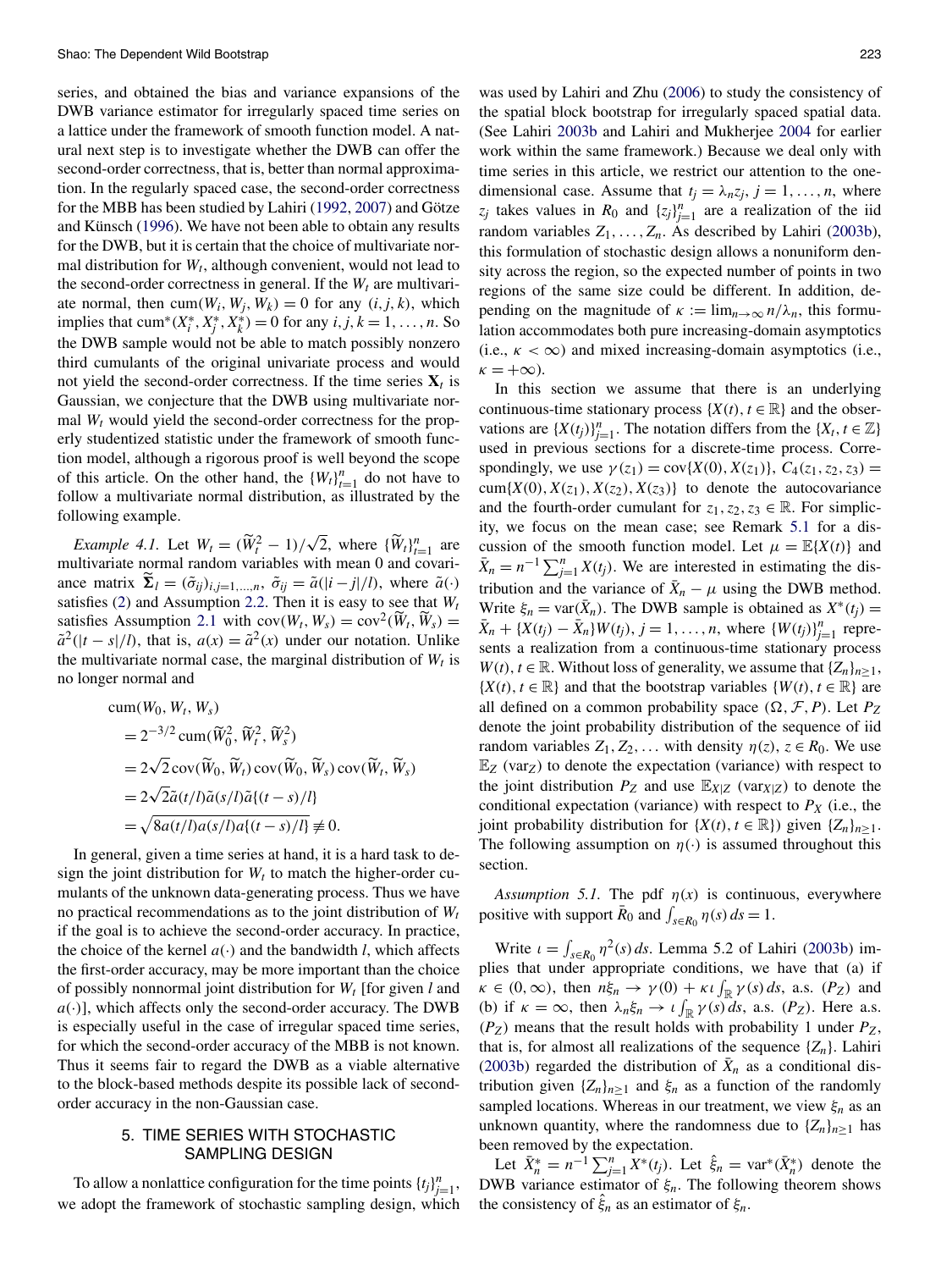series, and obtained the bias and variance expansions of the DWB variance estimator for irregularly spaced time series on a lattice under the framework of smooth function model. A natural next step is to investigate whether the DWB can offer the second-order correctness, that is, better than normal approximation. In the regularly spaced case, the second-order correctness for the MBB has been studied by Lahiri (1992, 2007) and Götze and Künsch (1996). We have not been able to obtain any results for the DWB, but it is certain that the choice of multivariate normal distribution for $W_t$, although convenient, would not lead to the second-order correctness in general. If the $W_t$ are multivariate normal, then $\mathrm{cum}(W_i, W_j, W_k) = 0$ for any $(i, j, k)$, which implies that $\mathrm{cum}^*(X_i^*, X_j^*, X_k^*) = 0$ for any $i, j, k = 1, \ldots, n$. So the DWB sample would not be able to match possibly nonzero third cumulants of the original univariate process and would not yield the second-order correctness. If the time series $\mathbf{X}_t$ is Gaussian, we conjecture that the DWB using multivariate normal $W_t$ would yield the second-order correctness for the properly studentized statistic under the framework of smooth function model, although a rigorous proof is well beyond the scope of this article. On the other hand, the $\{W_t\}_{t=1}^n$ do not have to follow a multivariate normal distribution, as illustrated by the following example.

*Example 4.1.* Let $W_t = (\widetilde{W}_t^2 - 1)/\sqrt{2}$, where $\{\widetilde{W}_t\}_{t=1}^n$ are multivariate normal random variables with mean 0 and covariance matrix $\widetilde{\boldsymbol{\Sigma}}_l = (\tilde{\sigma}_{ij})_{i,j=1,\ldots,n}$, $\tilde{\sigma}_{ij} = \tilde{a}(|i - j|/l)$, where $\tilde{a}(\cdot)$ satisfies (2) and Assumption 2.2. Then it is easy to see that $W_t$ satisfies Assumption 2.1 with $\mathrm{cov}(W_t, W_s) = \mathrm{cov}^2(\widetilde{W}_t, \widetilde{W}_s) = \tilde{a}^2(|t - s|/l)$, that is, $a(x) = \tilde{a}^2(x)$ under our notation. Unlike the multivariate normal case, the marginal distribution of $W_t$ is no longer normal and

$$
\begin{aligned}
&\mathrm{cum}(W_0, W_t, W_s) \\
&= 2^{-3/2}\,\mathrm{cum}(\widetilde{W}_0^2, \widetilde{W}_t^2, \widetilde{W}_s^2) \\
&= 2\sqrt{2}\,\mathrm{cov}(\widetilde{W}_0, \widetilde{W}_t)\,\mathrm{cov}(\widetilde{W}_0, \widetilde{W}_s)\,\mathrm{cov}(\widetilde{W}_t, \widetilde{W}_s) \\
&= 2\sqrt{2}\tilde{a}(t/l)\tilde{a}(s/l)\tilde{a}\{(t - s)/l\} \\
&= \sqrt{8a(t/l)a(s/l)a\{(t - s)/l\}} \not\equiv 0.
\end{aligned}
$$

In general, given a time series at hand, it is a hard task to design the joint distribution for $W_t$ to match the higher-order cumulants of the unknown data-generating process. Thus we have no practical recommendations as to the joint distribution of $W_t$ if the goal is to achieve the second-order accuracy. In practice, the choice of the kernel $a(\cdot)$ and the bandwidth $l$, which affects the first-order accuracy, may be more important than the choice of possibly nonnormal joint distribution for $W_t$ [for given $l$ and $a(\cdot)$], which affects only the second-order accuracy. The DWB is especially useful in the case of irregular spaced time series, for which the second-order accuracy of the MBB is not known. Thus it seems fair to regard the DWB as a viable alternative to the block-based methods despite its possible lack of second-order accuracy in the non-Gaussian case.

## 5. TIME SERIES WITH STOCHASTIC SAMPLING DESIGN

To allow a nonlattice configuration for the time points $\{t_j\}_{j=1}^n$, we adopt the framework of stochastic sampling design, which was used by Lahiri and Zhu (2006) to study the consistency of the spatial block bootstrap for irregularly spaced spatial data. (See Lahiri 2003b and Lahiri and Mukherjee 2004 for earlier work within the same framework.) Because we deal only with time series in this article, we restrict our attention to the one-dimensional case. Assume that $t_j = \lambda_n z_j$, $j = 1, \ldots, n$, where $z_j$ takes values in $R_0$ and $\{z_j\}_{j=1}^n$ are a realization of the iid random variables $Z_1, \ldots, Z_n$. As described by Lahiri (2003b), this formulation of stochastic design allows a nonuniform density across the region, so the expected number of points in two regions of the same size could be different. In addition, depending on the magnitude of $\kappa := \lim_{n\to\infty} n/\lambda_n$, this formulation accommodates both pure increasing-domain asymptotics (i.e., $\kappa < \infty$) and mixed increasing-domain asymptotics (i.e., $\kappa = +\infty$).

In this section we assume that there is an underlying continuous-time stationary process $\{X(t), t \in \mathbb{R}\}$ and the observations are $\{X(t_j)\}_{j=1}^n$. The notation differs from the $\{X_t, t \in \mathbb{Z}\}$ used in previous sections for a discrete-time process. Correspondingly, we use $\gamma(z_1) = \mathrm{cov}\{X(0), X(z_1)\}$, $C_4(z_1, z_2, z_3) = \mathrm{cum}\{X(0), X(z_1), X(z_2), X(z_3)\}$ to denote the autocovariance and the fourth-order cumulant for $z_1, z_2, z_3 \in \mathbb{R}$. For simplicity, we focus on the mean case; see Remark 5.1 for a discussion of the smooth function model. Let $\mu = \mathbb{E}\{X(t)\}$ and $\bar{X}_n = n^{-1}\sum_{j=1}^n X(t_j)$. We are interested in estimating the distribution and the variance of $\bar{X}_n - \mu$ using the DWB method. Write $\xi_n = \mathrm{var}(\bar{X}_n)$. The DWB sample is obtained as $X^*(t_j) = \bar{X}_n + \{X(t_j) - \bar{X}_n\}W(t_j)$, $j = 1, \ldots, n$, where $\{W(t_j)\}_{j=1}^n$ represents a realization from a continuous-time stationary process $W(t), t \in \mathbb{R}$. Without loss of generality, we assume that $\{Z_n\}_{n\ge1}$, $\{X(t), t \in \mathbb{R}\}$ and that the bootstrap variables $\{W(t), t \in \mathbb{R}\}$ are all defined on a common probability space $(\Omega, \mathcal{F}, P)$. Let $P_Z$ denote the joint probability distribution of the sequence of iid random variables $Z_1, Z_2, \ldots$ with density $\eta(z)$, $z \in R_0$. We use $\mathbb{E}_Z$ ($\mathrm{var}_Z$) to denote the expectation (variance) with respect to the joint distribution $P_Z$ and use $\mathbb{E}_{X|Z}$ ($\mathrm{var}_{X|Z}$) to denote the conditional expectation (variance) with respect to $P_X$ (i.e., the joint probability distribution for $\{X(t), t \in \mathbb{R}\}$) given $\{Z_n\}_{n\ge1}$. The following assumption on $\eta(\cdot)$ is assumed throughout this section.

*Assumption 5.1.* The pdf $\eta(x)$ is continuous, everywhere positive with support $\bar{R}_0$ and $\int_{s\in R_0} \eta(s)\,ds = 1$.

Write $\iota = \int_{s\in R_0} \eta^2(s)\,ds$. Lemma 5.2 of Lahiri (2003b) implies that under appropriate conditions, we have that (a) if $\kappa \in (0, \infty)$, then $n\xi_n \to \gamma(0) + \kappa\iota \int_{\mathbb{R}} \gamma(s)\,ds$, a.s. ($P_Z$) and (b) if $\kappa = \infty$, then $\lambda_n \xi_n \to \iota \int_{\mathbb{R}} \gamma(s)\,ds$, a.s. ($P_Z$). Here a.s. ($P_Z$) means that the result holds with probability 1 under $P_Z$, that is, for almost all realizations of the sequence $\{Z_n\}$. Lahiri (2003b) regarded the distribution of $\bar{X}_n$ as a conditional distribution given $\{Z_n\}_{n\ge1}$ and $\xi_n$ as a function of the randomly sampled locations. Whereas in our treatment, we view $\xi_n$ as an unknown quantity, where the randomness due to $\{Z_n\}_{n\ge1}$ has been removed by the expectation.

Let $\bar{X}_n^* = n^{-1}\sum_{j=1}^n X^*(t_j)$. Let $\hat{\xi}_n = \mathrm{var}^*(\bar{X}_n^*)$ denote the DWB variance estimator of $\xi_n$. The following theorem shows the consistency of $\hat{\xi}_n$ as an estimator of $\xi_n$.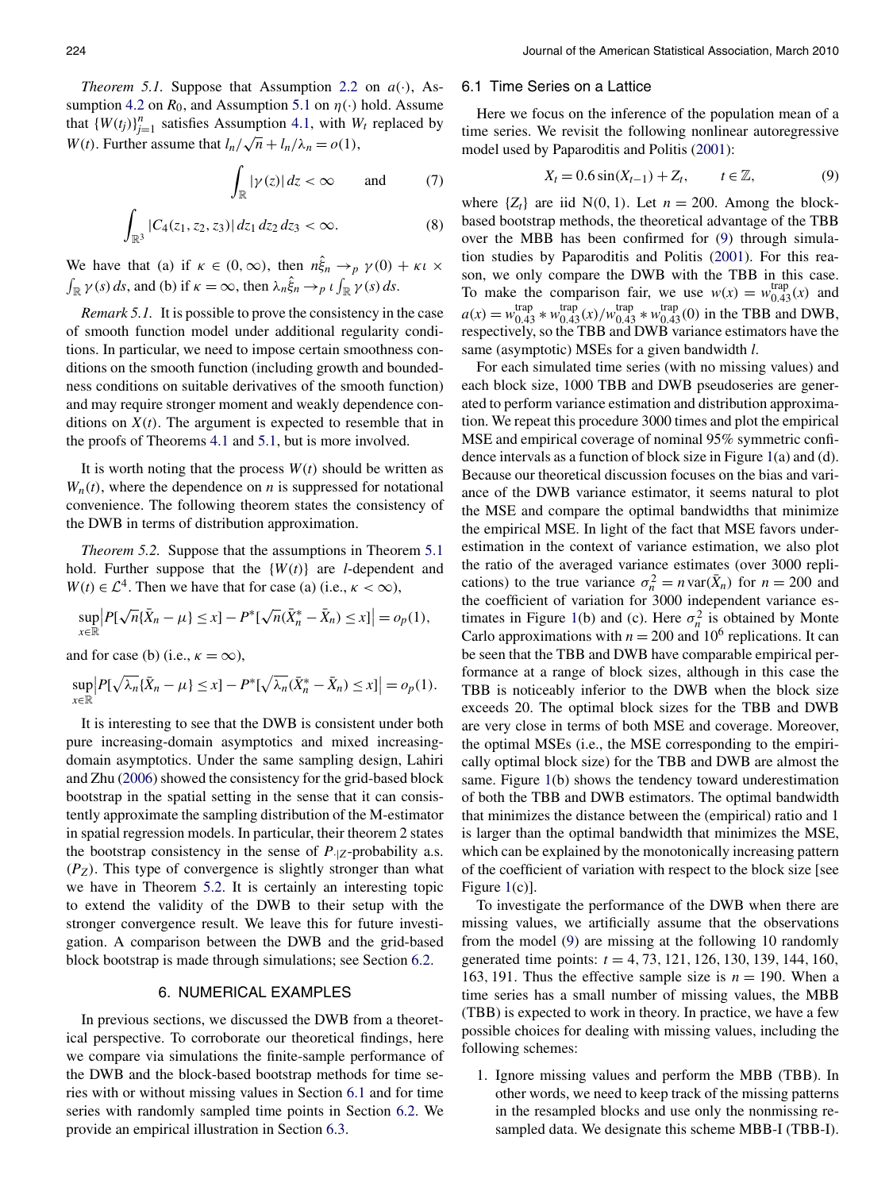*Theorem 5.1.* Suppose that Assumption 2.2 on $a(\cdot)$, Assumption 4.2 on $R_0$, and Assumption 5.1 on $\eta(\cdot)$ hold. Assume that $\{W(t_j)\}_{j=1}^n$ satisfies Assumption 4.1, with $W_t$ replaced by $W(t)$. Further assume that $l_n/\sqrt{n} + l_n/\lambda_n = o(1)$,

$$\int_{\mathbb{R}} |\gamma(z)|\, dz < \infty \qquad \text{and} \tag{7}$$

$$\int_{\mathbb{R}^3} |C_4(z_1, z_2, z_3)|\, dz_1\, dz_2\, dz_3 < \infty. \tag{8}$$

We have that (a) if $\kappa \in (0, \infty)$, then $n\hat{\xi}_n \to_p \gamma(0) + \kappa\iota \times \int_{\mathbb{R}} \gamma(s)\, ds$, and (b) if $\kappa = \infty$, then $\lambda_n \hat{\xi}_n \to_p \iota \int_{\mathbb{R}} \gamma(s)\, ds$.

*Remark 5.1.* It is possible to prove the consistency in the case of smooth function model under additional regularity conditions. In particular, we need to impose certain smoothness conditions on the smooth function (including growth and boundedness conditions on suitable derivatives of the smooth function) and may require stronger moment and weakly dependence conditions on $X(t)$. The argument is expected to resemble that in the proofs of Theorems 4.1 and 5.1, but is more involved.

It is worth noting that the process $W(t)$ should be written as $W_n(t)$, where the dependence on $n$ is suppressed for notational convenience. The following theorem states the consistency of the DWB in terms of distribution approximation.

*Theorem 5.2.* Suppose that the assumptions in Theorem 5.1 hold. Further suppose that the $\{W(t)\}$ are $l$-dependent and $W(t) \in \mathcal{L}^4$. Then we have that for case (a) (i.e., $\kappa < \infty$),

$$\sup_{x \in \mathbb{R}} \left| P[\sqrt{n}\{\bar{X}_n - \mu\} \le x] - P^*[\sqrt{n}(\bar{X}_n^* - \bar{X}_n) \le x] \right| = o_p(1),$$

and for case (b) (i.e., $\kappa = \infty$),

$$\sup_{x \in \mathbb{R}} \left| P[\sqrt{\lambda_n}\{\bar{X}_n - \mu\} \le x] - P^*[\sqrt{\lambda_n}(\bar{X}_n^* - \bar{X}_n) \le x] \right| = o_p(1).$$

It is interesting to see that the DWB is consistent under both pure increasing-domain asymptotics and mixed increasing-domain asymptotics. Under the same sampling design, Lahiri and Zhu (2006) showed the consistency for the grid-based block bootstrap in the spatial setting in the sense that it can consistently approximate the sampling distribution of the M-estimator in spatial regression models. In particular, their theorem 2 states the bootstrap consistency in the sense of $P_{\cdot|Z}$-probability a.s. $(P_Z)$. This type of convergence is slightly stronger than what we have in Theorem 5.2. It is certainly an interesting topic to extend the validity of the DWB to their setup with the stronger convergence result. We leave this for future investigation. A comparison between the DWB and the grid-based block bootstrap is made through simulations; see Section 6.2.

## 6. NUMERICAL EXAMPLES

In previous sections, we discussed the DWB from a theoretical perspective. To corroborate our theoretical findings, here we compare via simulations the finite-sample performance of the DWB and the block-based bootstrap methods for time series with or without missing values in Section 6.1 and for time series with randomly sampled time points in Section 6.2. We provide an empirical illustration in Section 6.3.

### 6.1 Time Series on a Lattice

Here we focus on the inference of the population mean of a time series. We revisit the following nonlinear autoregressive model used by Paparoditis and Politis (2001):

$$X_t = 0.6\sin(X_{t-1}) + Z_t, \qquad t \in \mathbb{Z}, \tag{9}$$

where $\{Z_t\}$ are iid N(0, 1). Let $n = 200$. Among the block-based bootstrap methods, the theoretical advantage of the TBB over the MBB has been confirmed for (9) through simulation studies by Paparoditis and Politis (2001). For this reason, we only compare the DWB with the TBB in this case. To make the comparison fair, we use $w(x) = w_{0.43}^{\text{trap}}(x)$ and $a(x) = w_{0.43}^{\text{trap}} * w_{0.43}^{\text{trap}}(x)/w_{0.43}^{\text{trap}} * w_{0.43}^{\text{trap}}(0)$ in the TBB and DWB, respectively, so the TBB and DWB variance estimators have the same (asymptotic) MSEs for a given bandwidth $l$.

For each simulated time series (with no missing values) and each block size, 1000 TBB and DWB pseudoseries are generated to perform variance estimation and distribution approximation. We repeat this procedure 3000 times and plot the empirical MSE and empirical coverage of nominal 95% symmetric confidence intervals as a function of block size in Figure 1(a) and (d). Because our theoretical discussion focuses on the bias and variance of the DWB variance estimator, it seems natural to plot the MSE and compare the optimal bandwidths that minimize the empirical MSE. In light of the fact that MSE favors underestimation in the context of variance estimation, we also plot the ratio of the averaged variance estimates (over 3000 replications) to the true variance $\sigma_n^2 = n\,\text{var}(\bar{X}_n)$ for $n = 200$ and the coefficient of variation for 3000 independent variance estimates in Figure 1(b) and (c). Here $\sigma_n^2$ is obtained by Monte Carlo approximations with $n = 200$ and $10^6$ replications. It can be seen that the TBB and DWB have comparable empirical performance at a range of block sizes, although in this case the TBB is noticeably inferior to the DWB when the block size exceeds 20. The optimal block sizes for the TBB and DWB are very close in terms of both MSE and coverage. Moreover, the optimal MSEs (i.e., the MSE corresponding to the empirically optimal block size) for the TBB and DWB are almost the same. Figure 1(b) shows the tendency toward underestimation of both the TBB and DWB estimators. The optimal bandwidth that minimizes the distance between the (empirical) ratio and 1 is larger than the optimal bandwidth that minimizes the MSE, which can be explained by the monotonically increasing pattern of the coefficient of variation with respect to the block size [see Figure 1(c)].

To investigate the performance of the DWB when there are missing values, we artificially assume that the observations from the model (9) are missing at the following 10 randomly generated time points: $t = 4, 73, 121, 126, 130, 139, 144, 160, 163, 191$. Thus the effective sample size is $n = 190$. When a time series has a small number of missing values, the MBB (TBB) is expected to work in theory. In practice, we have a few possible choices for dealing with missing values, including the following schemes:

1. Ignore missing values and perform the MBB (TBB). In other words, we need to keep track of the missing patterns in the resampled blocks and use only the nonmissing resampled data. We designate this scheme MBB-I (TBB-I).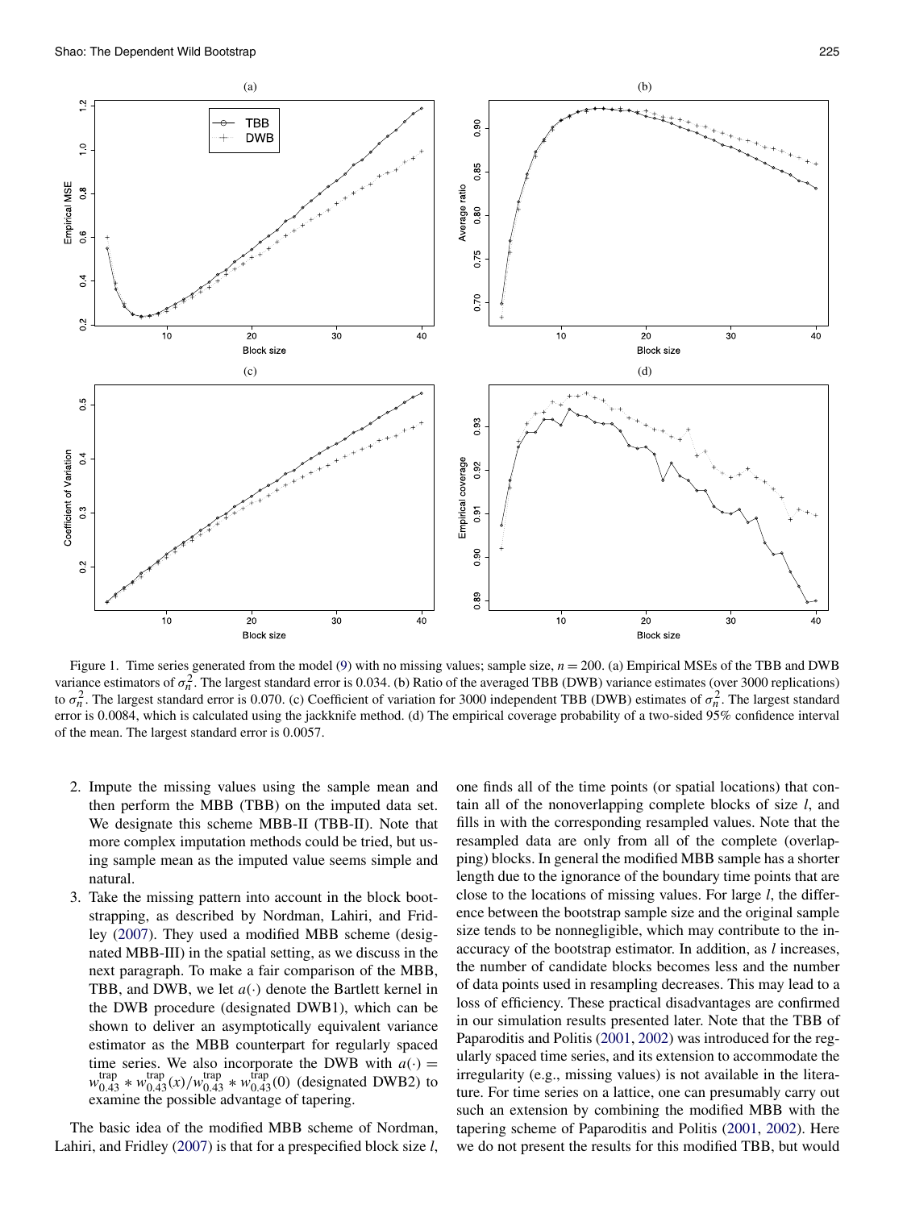Figure 1. Time series generated from the model (9) with no missing values; sample size, $n = 200$. (a) Empirical MSEs of the TBB and DWB variance estimators of $\sigma_n^2$. The largest standard error is 0.034. (b) Ratio of the averaged TBB (DWB) variance estimates (over 3000 replications) to $\sigma_n^2$. The largest standard error is 0.070. (c) Coefficient of variation for 3000 independent TBB (DWB) estimates of $\sigma_n^2$. The largest standard error is 0.0084, which is calculated using the jackknife method. (d) The empirical coverage probability of a two-sided 95% confidence interval of the mean. The largest standard error is 0.0057.

2. Impute the missing values using the sample mean and then perform the MBB (TBB) on the imputed data set. We designate this scheme MBB-II (TBB-II). Note that more complex imputation methods could be tried, but using sample mean as the imputed value seems simple and natural.
3. Take the missing pattern into account in the block bootstrapping, as described by Nordman, Lahiri, and Fridley (2007). They used a modified MBB scheme (designated MBB-III) in the spatial setting, as we discuss in the next paragraph. To make a fair comparison of the MBB, TBB, and DWB, we let $a(\cdot)$ denote the Bartlett kernel in the DWB procedure (designated DWB1), which can be shown to deliver an asymptotically equivalent variance estimator as the MBB counterpart for regularly spaced time series. We also incorporate the DWB with $a(\cdot) = w_{0.43}^{\text{trap}} * w_{0.43}^{\text{trap}}(x)/w_{0.43}^{\text{trap}} * w_{0.43}^{\text{trap}}(0)$ (designated DWB2) to examine the possible advantage of tapering.

The basic idea of the modified MBB scheme of Nordman, Lahiri, and Fridley (2007) is that for a prespecified block size $l$, one finds all of the time points (or spatial locations) that contain all of the nonoverlapping complete blocks of size $l$, and fills in with the corresponding resampled values. Note that the resampled data are only from all of the complete (overlapping) blocks. In general the modified MBB sample has a shorter length due to the ignorance of the boundary time points that are close to the locations of missing values. For large $l$, the difference between the bootstrap sample size and the original sample size tends to be nonnegligible, which may contribute to the inaccuracy of the bootstrap estimator. In addition, as $l$ increases, the number of candidate blocks becomes less and the number of data points used in resampling decreases. This may lead to a loss of efficiency. These practical disadvantages are confirmed in our simulation results presented later. Note that the TBB of Paparoditis and Politis (2001, 2002) was introduced for the regularly spaced time series, and its extension to accommodate the irregularity (e.g., missing values) is not available in the literature. For time series on a lattice, one can presumably carry out such an extension by combining the modified MBB with the tapering scheme of Paparoditis and Politis (2001, 2002). Here we do not present the results for this modified TBB, but would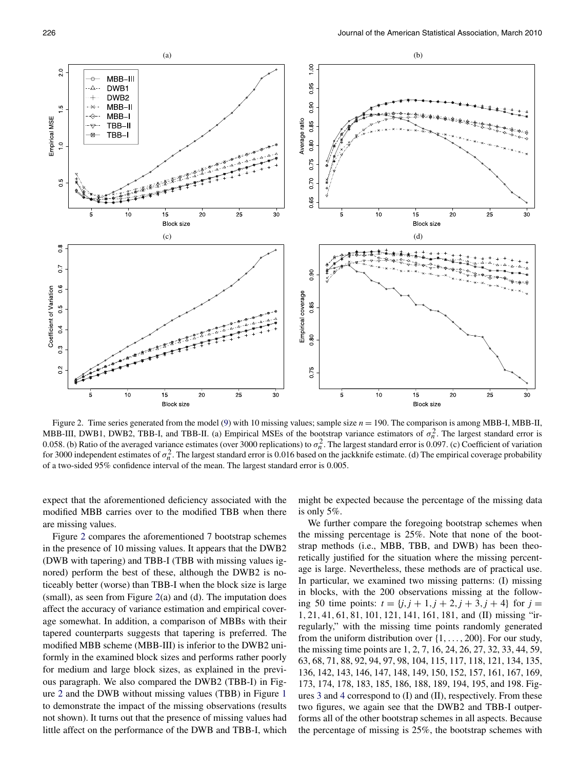Figure 2. Time series generated from the model (9) with 10 missing values; sample size $n = 190$. The comparison is among MBB-I, MBB-II, MBB-III, DWB1, DWB2, TBB-I, and TBB-II. (a) Empirical MSEs of the bootstrap variance estimators of $\sigma_n^2$. The largest standard error is 0.058. (b) Ratio of the averaged variance estimates (over 3000 replications) to $\sigma_n^2$. The largest standard error is 0.097. (c) Coefficient of variation for 3000 independent estimates of $\sigma_n^2$. The largest standard error is 0.016 based on the jackknife estimate. (d) The empirical coverage probability of a two-sided 95% confidence interval of the mean. The largest standard error is 0.005.

expect that the aforementioned deficiency associated with the modified MBB carries over to the modified TBB when there are missing values.

Figure 2 compares the aforementioned 7 bootstrap schemes in the presence of 10 missing values. It appears that the DWB2 (DWB with tapering) and TBB-I (TBB with missing values ignored) perform the best of these, although the DWB2 is noticeably better (worse) than TBB-I when the block size is large (small), as seen from Figure 2(a) and (d). The imputation does affect the accuracy of variance estimation and empirical coverage somewhat. In addition, a comparison of MBBs with their tapered counterparts suggests that tapering is preferred. The modified MBB scheme (MBB-III) is inferior to the DWB2 uniformly in the examined block sizes and performs rather poorly for medium and large block sizes, as explained in the previous paragraph. We also compared the DWB2 (TBB-I) in Figure 2 and the DWB without missing values (TBB) in Figure 1 to demonstrate the impact of the missing observations (results not shown). It turns out that the presence of missing values had little affect on the performance of the DWB and TBB-I, which might be expected because the percentage of the missing data is only 5%.

We further compare the foregoing bootstrap schemes when the missing percentage is 25%. Note that none of the bootstrap methods (i.e., MBB, TBB, and DWB) has been theoretically justified for the situation where the missing percentage is large. Nevertheless, these methods are of practical use. In particular, we examined two missing patterns: (I) missing in blocks, with the 200 observations missing at the following 50 time points: $t = \{j, j+1, j+2, j+3, j+4\}$ for $j = 1, 21, 41, 61, 81, 101, 121, 141, 161, 181$, and (II) missing "irregularly," with the missing time points randomly generated from the uniform distribution over $\{1, \ldots, 200\}$. For our study, the missing time points are 1, 2, 7, 16, 24, 26, 27, 32, 33, 44, 59, 63, 68, 71, 88, 92, 94, 97, 98, 104, 115, 117, 118, 121, 134, 135, 136, 142, 143, 146, 147, 148, 149, 150, 152, 157, 161, 167, 169, 173, 174, 178, 183, 185, 186, 188, 189, 194, 195, and 198. Figures 3 and 4 correspond to (I) and (II), respectively. From these two figures, we again see that the DWB2 and TBB-I outperforms all of the other bootstrap schemes in all aspects. Because the percentage of missing is 25%, the bootstrap schemes with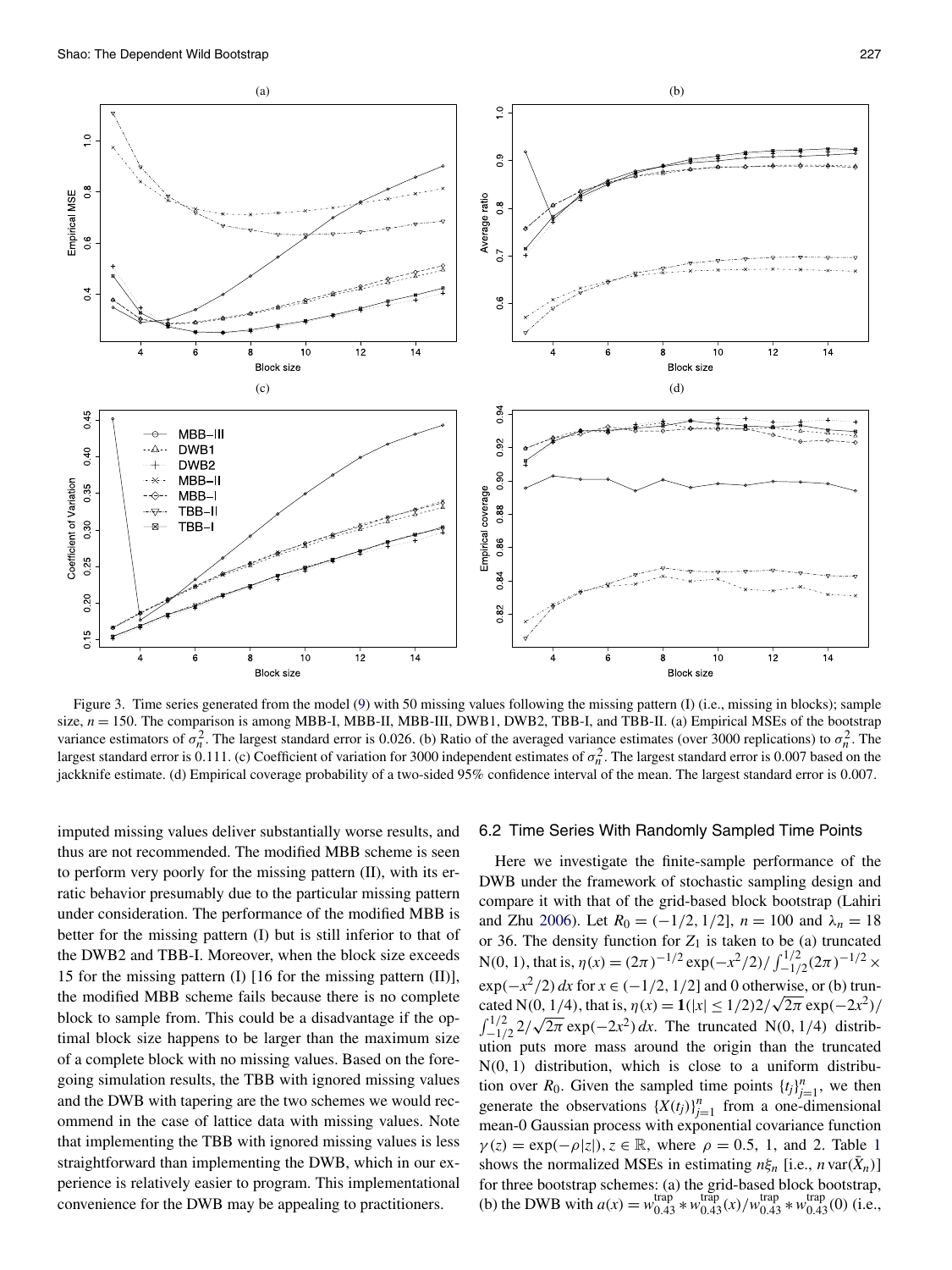Figure 3. Time series generated from the model (9) with 50 missing values following the missing pattern (I) (i.e., missing in blocks); sample size, $n = 150$. The comparison is among MBB-I, MBB-II, MBB-III, DWB1, DWB2, TBB-I, and TBB-II. (a) Empirical MSEs of the bootstrap variance estimators of $\sigma_n^2$. The largest standard error is 0.026. (b) Ratio of the averaged variance estimates (over 3000 replications) to $\sigma_n^2$. The largest standard error is 0.111. (c) Coefficient of variation for 3000 independent estimates of $\sigma_n^2$. The largest standard error is 0.007 based on the jackknife estimate. (d) Empirical coverage probability of a two-sided 95% confidence interval of the mean. The largest standard error is 0.007.

imputed missing values deliver substantially worse results, and thus are not recommended. The modified MBB scheme is seen to perform very poorly for the missing pattern (II), with its erratic behavior presumably due to the particular missing pattern under consideration. The performance of the modified MBB is better for the missing pattern (I) but is still inferior to that of the DWB2 and TBB-I. Moreover, when the block size exceeds 15 for the missing pattern (I) [16 for the missing pattern (II)], the modified MBB scheme fails because there is no complete block to sample from. This could be a disadvantage if the optimal block size happens to be larger than the maximum size of a complete block with no missing values. Based on the foregoing simulation results, the TBB with ignored missing values and the DWB with tapering are the two schemes we would recommend in the case of lattice data with missing values. Note that implementing the TBB with ignored missing values is less straightforward than implementing the DWB, which in our experience is relatively easier to program. This implementational convenience for the DWB may be appealing to practitioners.

## 6.2 Time Series With Randomly Sampled Time Points

Here we investigate the finite-sample performance of the DWB under the framework of stochastic sampling design and compare it with that of the grid-based block bootstrap (Lahiri and Zhu 2006). Let $R_0 = (-1/2, 1/2]$, $n = 100$ and $\lambda_n = 18$ or 36. The density function for $Z_1$ is taken to be (a) truncated N(0, 1), that is, $\eta(x) = (2\pi)^{-1/2}\exp(-x^2/2)/\int_{-1/2}^{1/2}(2\pi)^{-1/2}\times \exp(-x^2/2)\,dx$ for $x \in (-1/2, 1/2]$ and 0 otherwise, or (b) truncated N(0, 1/4), that is, $\eta(x) = \mathbf{1}(|x| \le 1/2)2/\sqrt{2\pi}\exp(-2x^2)/\int_{-1/2}^{1/2} 2/\sqrt{2\pi}\exp(-2x^2)\,dx$. The truncated N(0, 1/4) distribution puts more mass around the origin than the truncated N(0, 1) distribution, which is close to a uniform distribution over $R_0$. Given the sampled time points $\{t_j\}_{j=1}^n$, we then generate the observations $\{X(t_j)\}_{j=1}^n$ from a one-dimensional mean-0 Gaussian process with exponential covariance function $\gamma(z) = \exp(-\rho|z|)$, $z \in \mathbb{R}$, where $\rho = 0.5$, 1, and 2. Table 1 shows the normalized MSEs in estimating $n\xi_n$ [i.e., $n\,\mathrm{var}(\bar{X}_n)$] for three bootstrap schemes: (a) the grid-based block bootstrap, (b) the DWB with $a(x) = w_{0.43}^{\mathrm{trap}} * w_{0.43}^{\mathrm{trap}}(x)/w_{0.43}^{\mathrm{trap}} * w_{0.43}^{\mathrm{trap}}(0)$ (i.e.,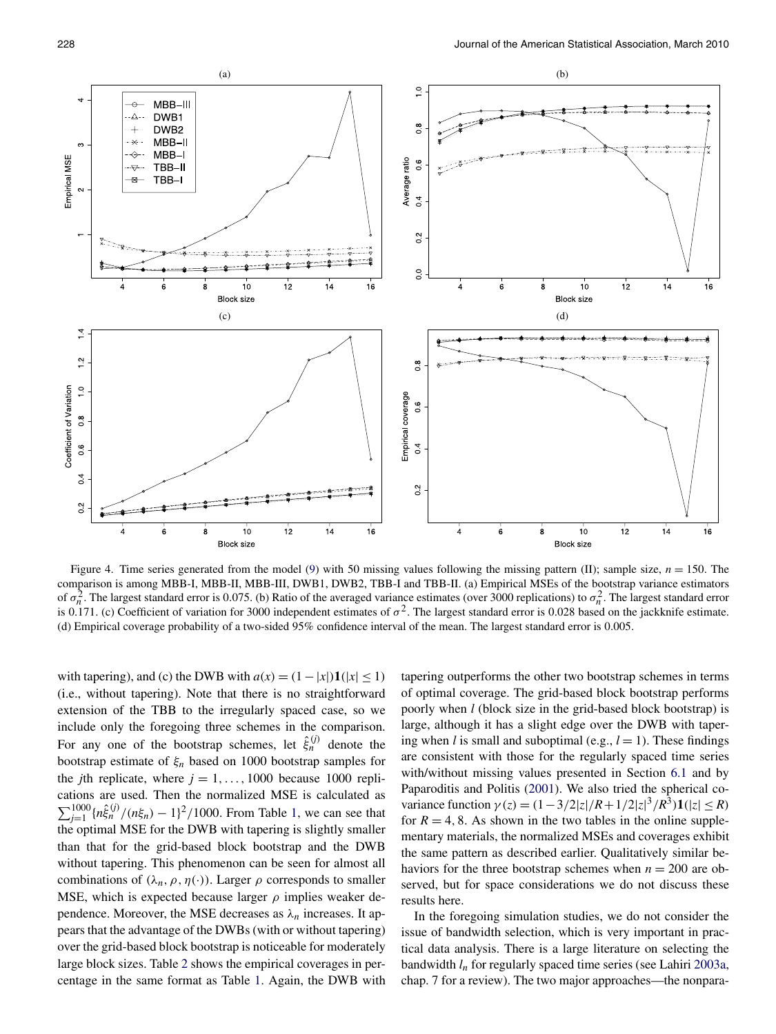Figure 4. Time series generated from the model (9) with 50 missing values following the missing pattern (II); sample size, $n = 150$. The comparison is among MBB-I, MBB-II, MBB-III, DWB1, DWB2, TBB-I and TBB-II. (a) Empirical MSEs of the bootstrap variance estimators of $\sigma_n^2$. The largest standard error is 0.075. (b) Ratio of the averaged variance estimates (over 3000 replications) to $\sigma_n^2$. The largest standard error is 0.171. (c) Coefficient of variation for 3000 independent estimates of $\sigma^2$. The largest standard error is 0.028 based on the jackknife estimate. (d) Empirical coverage probability of a two-sided 95% confidence interval of the mean. The largest standard error is 0.005.

with tapering), and (c) the DWB with $a(x) = (1 - |x|)\mathbf{1}(|x| \le 1)$ (i.e., without tapering). Note that there is no straightforward extension of the TBB to the irregularly spaced case, so we include only the foregoing three schemes in the comparison. For any one of the bootstrap schemes, let $\hat{\xi}_n^{(j)}$ denote the bootstrap estimate of $\xi_n$ based on 1000 bootstrap samples for the $j$th replicate, where $j = 1, \dots, 1000$ because 1000 replications are used. Then the normalized MSE is calculated as $\sum_{j=1}^{1000} \{n\hat{\xi}_n^{(j)}/(n\xi_n) - 1\}^2/1000$. From Table 1, we can see that the optimal MSE for the DWB with tapering is slightly smaller than that for the grid-based block bootstrap and the DWB without tapering. This phenomenon can be seen for almost all combinations of $(\lambda_n, \rho, \eta(\cdot))$. Larger $\rho$ corresponds to smaller MSE, which is expected because larger $\rho$ implies weaker dependence. Moreover, the MSE decreases as $\lambda_n$ increases. It appears that the advantage of the DWBs (with or without tapering) over the grid-based block bootstrap is noticeable for moderately large block sizes. Table 2 shows the empirical coverages in percentage in the same format as Table 1. Again, the DWB with tapering outperforms the other two bootstrap schemes in terms of optimal coverage. The grid-based block bootstrap performs poorly when $l$ (block size in the grid-based block bootstrap) is large, although it has a slight edge over the DWB with tapering when $l$ is small and suboptimal (e.g., $l = 1$). These findings are consistent with those for the regularly spaced time series with/without missing values presented in Section 6.1 and by Paparoditis and Politis (2001). We also tried the spherical covariance function $\gamma(z) = (1 - 3/2|z|/R + 1/2|z|^3/R^3)\mathbf{1}(|z| \le R)$ for $R = 4, 8$. As shown in the two tables in the online supplementary materials, the normalized MSEs and coverages exhibit the same pattern as described earlier. Qualitatively similar behaviors for the three bootstrap schemes when $n = 200$ are observed, but for space considerations we do not discuss these results here.

In the foregoing simulation studies, we do not consider the issue of bandwidth selection, which is very important in practical data analysis. There is a large literature on selecting the bandwidth $l_n$ for regularly spaced time series (see Lahiri 2003a, chap. 7 for a review). The two major approaches—the nonpara-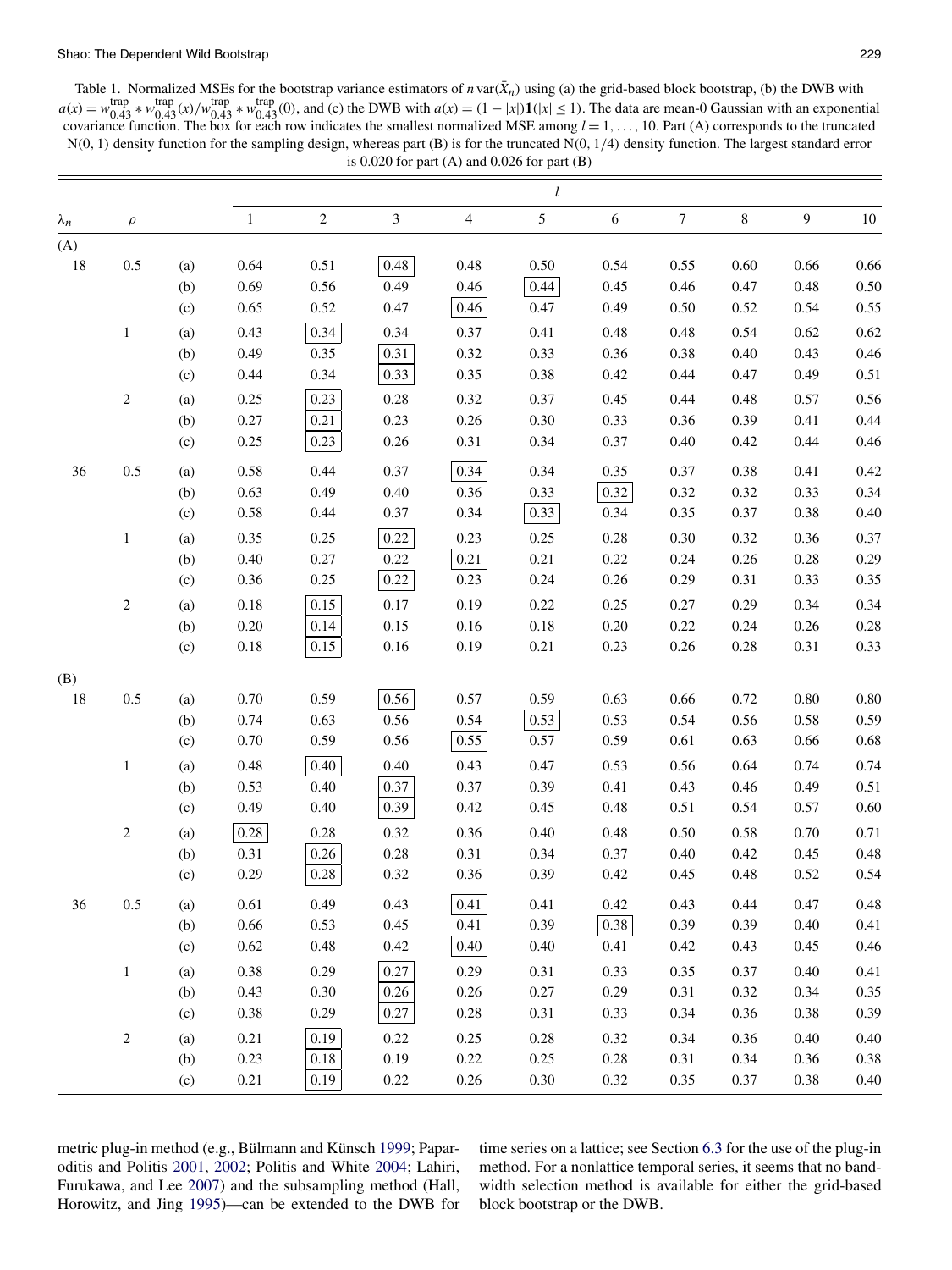Table 1. Normalized MSEs for the bootstrap variance estimators of $n\,\mathrm{var}(\bar{X}_n)$ using (a) the grid-based block bootstrap, (b) the DWB with $a(x) = w_{0.43}^{\mathrm{trap}} * w_{0.43}^{\mathrm{trap}}(x)/w_{0.43}^{\mathrm{trap}} * w_{0.43}^{\mathrm{trap}}(0)$, and (c) the DWB with $a(x) = (1 - |x|)\mathbf{1}(|x| \le 1)$. The data are mean-0 Gaussian with an exponential covariance function. The box for each row indicates the smallest normalized MSE among $l = 1, \ldots, 10$. Part (A) corresponds to the truncated N(0, 1) density function for the sampling design, whereas part (B) is for the truncated N(0, 1/4) density function. The largest standard error is 0.020 for part (A) and 0.026 for part (B)

| $\lambda_n$ | $\rho$ | | $l$ = 1 | 2 | 3 | 4 | 5 | 6 | 7 | 8 | 9 | 10 |
|---|---|---|---|---|---|---|---|---|---|---|---|---|
| (A) | | | | | | | | | | | | |
| 18 | 0.5 | (a) | 0.64 | 0.51 | **0.48** | 0.48 | 0.50 | 0.54 | 0.55 | 0.60 | 0.66 | 0.66 |
| | | (b) | 0.69 | 0.56 | 0.49 | 0.46 | **0.44** | 0.45 | 0.46 | 0.47 | 0.48 | 0.50 |
| | | (c) | 0.65 | 0.52 | 0.47 | **0.46** | 0.47 | 0.49 | 0.50 | 0.52 | 0.54 | 0.55 |
| | 1 | (a) | 0.43 | **0.34** | 0.34 | 0.37 | 0.41 | 0.48 | 0.48 | 0.54 | 0.62 | 0.62 |
| | | (b) | 0.49 | 0.35 | **0.31** | 0.32 | 0.33 | 0.36 | 0.38 | 0.40 | 0.43 | 0.46 |
| | | (c) | 0.44 | 0.34 | **0.33** | 0.35 | 0.38 | 0.42 | 0.44 | 0.47 | 0.49 | 0.51 |
| | 2 | (a) | 0.25 | **0.23** | 0.28 | 0.32 | 0.37 | 0.45 | 0.44 | 0.48 | 0.57 | 0.56 |
| | | (b) | 0.27 | **0.21** | 0.23 | 0.26 | 0.30 | 0.33 | 0.36 | 0.39 | 0.41 | 0.44 |
| | | (c) | 0.25 | **0.23** | 0.26 | 0.31 | 0.34 | 0.37 | 0.40 | 0.42 | 0.44 | 0.46 |
| 36 | 0.5 | (a) | 0.58 | 0.44 | 0.37 | **0.34** | 0.34 | 0.35 | 0.37 | 0.38 | 0.41 | 0.42 |
| | | (b) | 0.63 | 0.49 | 0.40 | 0.36 | 0.33 | **0.32** | 0.32 | 0.32 | 0.33 | 0.34 |
| | | (c) | 0.58 | 0.44 | 0.37 | 0.34 | **0.33** | 0.34 | 0.35 | 0.37 | 0.38 | 0.40 |
| | 1 | (a) | 0.35 | 0.25 | **0.22** | 0.23 | 0.25 | 0.28 | 0.30 | 0.32 | 0.36 | 0.37 |
| | | (b) | 0.40 | 0.27 | 0.22 | **0.21** | 0.21 | 0.22 | 0.24 | 0.26 | 0.28 | 0.29 |
| | | (c) | 0.36 | 0.25 | **0.22** | 0.23 | 0.24 | 0.26 | 0.29 | 0.31 | 0.33 | 0.35 |
| | 2 | (a) | 0.18 | **0.15** | 0.17 | 0.19 | 0.22 | 0.25 | 0.27 | 0.29 | 0.34 | 0.34 |
| | | (b) | 0.20 | **0.14** | 0.15 | 0.16 | 0.18 | 0.20 | 0.22 | 0.24 | 0.26 | 0.28 |
| | | (c) | 0.18 | **0.15** | 0.16 | 0.19 | 0.21 | 0.23 | 0.26 | 0.28 | 0.31 | 0.33 |
| (B) | | | | | | | | | | | | |
| 18 | 0.5 | (a) | 0.70 | 0.59 | **0.56** | 0.57 | 0.59 | 0.63 | 0.66 | 0.72 | 0.80 | 0.80 |
| | | (b) | 0.74 | 0.63 | 0.56 | 0.54 | **0.53** | 0.53 | 0.54 | 0.56 | 0.58 | 0.59 |
| | | (c) | 0.70 | 0.59 | 0.56 | **0.55** | 0.57 | 0.59 | 0.61 | 0.63 | 0.66 | 0.68 |
| | 1 | (a) | 0.48 | **0.40** | 0.40 | 0.43 | 0.47 | 0.53 | 0.56 | 0.64 | 0.74 | 0.74 |
| | | (b) | 0.53 | 0.40 | **0.37** | 0.37 | 0.39 | 0.41 | 0.43 | 0.46 | 0.49 | 0.51 |
| | | (c) | 0.49 | 0.40 | **0.39** | 0.42 | 0.45 | 0.48 | 0.51 | 0.54 | 0.57 | 0.60 |
| | 2 | (a) | **0.28** | 0.28 | 0.32 | 0.36 | 0.40 | 0.48 | 0.50 | 0.58 | 0.70 | 0.71 |
| | | (b) | 0.31 | **0.26** | 0.28 | 0.31 | 0.34 | 0.37 | 0.40 | 0.42 | 0.45 | 0.48 |
| | | (c) | 0.29 | **0.28** | 0.32 | 0.36 | 0.39 | 0.42 | 0.45 | 0.48 | 0.52 | 0.54 |
| 36 | 0.5 | (a) | 0.61 | 0.49 | 0.43 | **0.41** | 0.41 | 0.42 | 0.43 | 0.44 | 0.47 | 0.48 |
| | | (b) | 0.66 | 0.53 | 0.45 | 0.41 | 0.39 | **0.38** | 0.39 | 0.39 | 0.40 | 0.41 |
| | | (c) | 0.62 | 0.48 | 0.42 | **0.40** | 0.40 | 0.41 | 0.42 | 0.43 | 0.45 | 0.46 |
| | 1 | (a) | 0.38 | 0.29 | **0.27** | 0.29 | 0.31 | 0.33 | 0.35 | 0.37 | 0.40 | 0.41 |
| | | (b) | 0.43 | 0.30 | **0.26** | 0.26 | 0.27 | 0.29 | 0.31 | 0.32 | 0.34 | 0.35 |
| | | (c) | 0.38 | 0.29 | **0.27** | 0.28 | 0.31 | 0.33 | 0.34 | 0.36 | 0.38 | 0.39 |
| | 2 | (a) | 0.21 | **0.19** | 0.22 | 0.25 | 0.28 | 0.32 | 0.34 | 0.36 | 0.40 | 0.40 |
| | | (b) | 0.23 | **0.18** | 0.19 | 0.22 | 0.25 | 0.28 | 0.31 | 0.34 | 0.36 | 0.38 |
| | | (c) | 0.21 | **0.19** | 0.22 | 0.26 | 0.30 | 0.32 | 0.35 | 0.37 | 0.38 | 0.40 |

metric plug-in method (e.g., Bülmann and Künsch 1999; Paparoditis and Politis 2001, 2002; Politis and White 2004; Lahiri, Furukawa, and Lee 2007) and the subsampling method (Hall, Horowitz, and Jing 1995)—can be extended to the DWB for time series on a lattice; see Section 6.3 for the use of the plug-in method. For a nonlattice temporal series, it seems that no bandwidth selection method is available for either the grid-based block bootstrap or the DWB.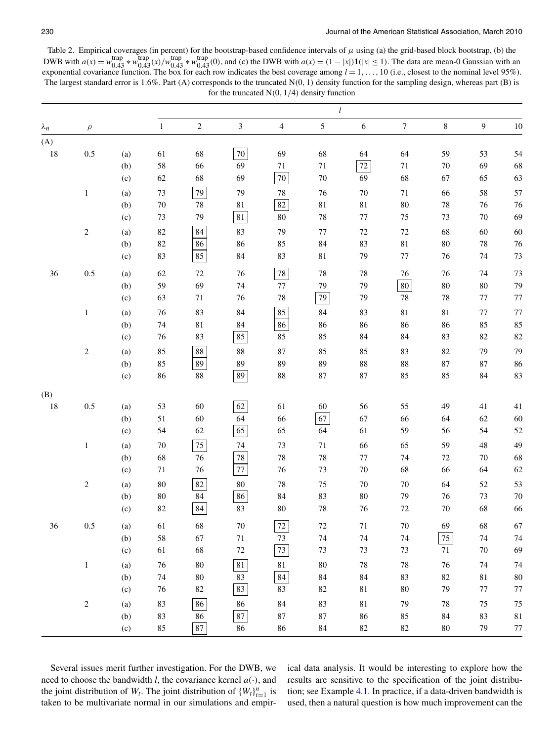Table 2. Empirical coverages (in percent) for the bootstrap-based confidence intervals of $\mu$ using (a) the grid-based block bootstrap, (b) the DWB with $a(x) = w_{0.43}^{\text{trap}} * w_{0.43}^{\text{trap}}(x)/w_{0.43}^{\text{trap}} * w_{0.43}^{\text{trap}}(0)$, and (c) the DWB with $a(x) = (1 - |x|)\mathbf{1}(|x| \leq 1)$. The data are mean-0 Gaussian with an exponential covariance function. The box for each row indicates the best coverage among $l = 1, \ldots, 10$ (i.e., closest to the nominal level 95%). The largest standard error is 1.6%. Part (A) corresponds to the truncated N(0, 1) density function for the sampling design, whereas part (B) is for the truncated N(0, 1/4) density function

| $\lambda_n$ | $\rho$ | | $l$ = 1 | 2 | 3 | 4 | 5 | 6 | 7 | 8 | 9 | 10 |
|---|---|---|---|---|---|---|---|---|---|---|---|---|
| (A) | | | | | | | | | | | | |
| 18 | 0.5 | (a) | 61 | 68 | [70] | 69 | 68 | 64 | 64 | 59 | 53 | 54 |
| | | (b) | 58 | 66 | 69 | 71 | 71 | [72] | 71 | 70 | 69 | 68 |
| | | (c) | 62 | 68 | 69 | [70] | 70 | 69 | 68 | 67 | 65 | 63 |
| | 1 | (a) | 73 | [79] | 79 | 78 | 76 | 70 | 71 | 66 | 58 | 57 |
| | | (b) | 70 | 78 | 81 | [82] | 81 | 81 | 80 | 78 | 76 | 76 |
| | | (c) | 73 | 79 | [81] | 80 | 78 | 77 | 75 | 73 | 70 | 69 |
| | 2 | (a) | 82 | [84] | 83 | 79 | 77 | 72 | 72 | 68 | 60 | 60 |
| | | (b) | 82 | [86] | 86 | 85 | 84 | 83 | 81 | 80 | 78 | 76 |
| | | (c) | 83 | [85] | 84 | 83 | 81 | 79 | 77 | 76 | 74 | 73 |
| 36 | 0.5 | (a) | 62 | 72 | 76 | [78] | 78 | 78 | 76 | 76 | 74 | 73 |
| | | (b) | 59 | 69 | 74 | 77 | 79 | 79 | [80] | 80 | 80 | 79 |
| | | (c) | 63 | 71 | 76 | 78 | [79] | 79 | 78 | 78 | 77 | 77 |
| | 1 | (a) | 76 | 83 | 84 | [85] | 84 | 83 | 81 | 81 | 77 | 77 |
| | | (b) | 74 | 81 | 84 | [86] | 86 | 86 | 86 | 86 | 85 | 85 |
| | | (c) | 76 | 83 | [85] | 85 | 85 | 84 | 84 | 83 | 82 | 82 |
| | 2 | (a) | 85 | [88] | 88 | 87 | 85 | 85 | 83 | 82 | 79 | 79 |
| | | (b) | 85 | [89] | 89 | 89 | 89 | 88 | 88 | 87 | 87 | 86 |
| | | (c) | 86 | 88 | [89] | 88 | 87 | 87 | 85 | 85 | 84 | 83 |
| (B) | | | | | | | | | | | | |
| 18 | 0.5 | (a) | 53 | 60 | [62] | 61 | 60 | 56 | 55 | 49 | 41 | 41 |
| | | (b) | 51 | 60 | 64 | 66 | [67] | 67 | 66 | 64 | 62 | 60 |
| | | (c) | 54 | 62 | [65] | 65 | 64 | 61 | 59 | 56 | 54 | 52 |
| | 1 | (a) | 70 | [75] | 74 | 73 | 71 | 66 | 65 | 59 | 48 | 49 |
| | | (b) | 68 | 76 | [78] | 78 | 78 | 77 | 74 | 72 | 70 | 68 |
| | | (c) | 71 | 76 | [77] | 76 | 73 | 70 | 68 | 66 | 64 | 62 |
| | 2 | (a) | 80 | [82] | 80 | 78 | 75 | 70 | 70 | 64 | 52 | 53 |
| | | (b) | 80 | 84 | [86] | 84 | 83 | 80 | 79 | 76 | 73 | 70 |
| | | (c) | 82 | [84] | 83 | 80 | 78 | 76 | 72 | 70 | 68 | 66 |
| 36 | 0.5 | (a) | 61 | 68 | 70 | [72] | 72 | 71 | 70 | 69 | 68 | 67 |
| | | (b) | 58 | 67 | 71 | 73 | 74 | 74 | 74 | [75] | 74 | 74 |
| | | (c) | 61 | 68 | 72 | [73] | 73 | 73 | 73 | 71 | 70 | 69 |
| | 1 | (a) | 76 | 80 | [81] | 81 | 80 | 78 | 78 | 76 | 74 | 74 |
| | | (b) | 74 | 80 | 83 | [84] | 84 | 84 | 83 | 82 | 81 | 80 |
| | | (c) | 76 | 82 | [83] | 83 | 82 | 81 | 80 | 79 | 77 | 77 |
| | 2 | (a) | 83 | [86] | 86 | 84 | 83 | 81 | 79 | 78 | 75 | 75 |
| | | (b) | 83 | 86 | [87] | 87 | 87 | 86 | 85 | 84 | 83 | 81 |
| | | (c) | 85 | [87] | 86 | 86 | 84 | 82 | 82 | 80 | 79 | 77 |

Several issues merit further investigation. For the DWB, we need to choose the bandwidth $l$, the covariance kernel $a(\cdot)$, and the joint distribution of $W_t$. The joint distribution of $\{W_t\}_{t=1}^n$ is taken to be multivariate normal in our simulations and empirical data analysis. It would be interesting to explore how the results are sensitive to the specification of the joint distribution; see Example 4.1. In practice, if a data-driven bandwidth is used, then a natural question is how much improvement can the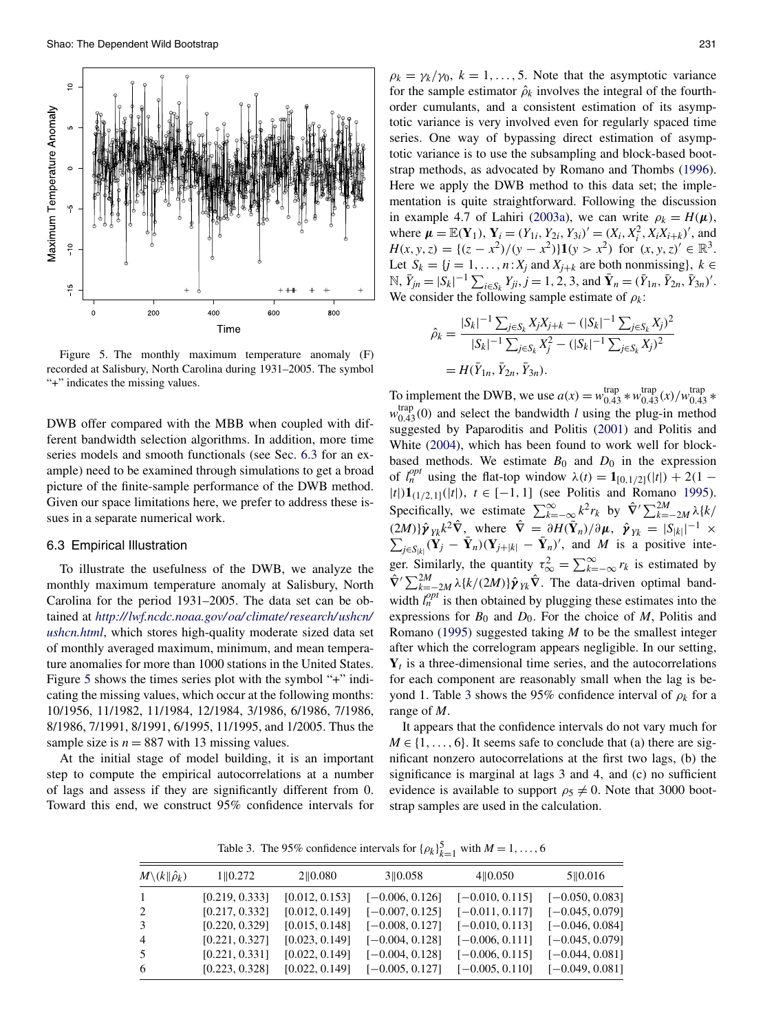Figure 5. The monthly maximum temperature anomaly (F) recorded at Salisbury, North Carolina during 1931–2005. The symbol "+" indicates the missing values.

DWB offer compared with the MBB when coupled with different bandwidth selection algorithms. In addition, more time series models and smooth functionals (see Sec. 6.3 for an example) need to be examined through simulations to get a broad picture of the finite-sample performance of the DWB method. Given our space limitations here, we prefer to address these issues in a separate numerical work.

### 6.3 Empirical Illustration

To illustrate the usefulness of the DWB, we analyze the monthly maximum temperature anomaly at Salisbury, North Carolina for the period 1931–2005. The data set can be obtained at *http://lwf.ncdc.noaa.gov/oa/climate/research/ushcn/ushcn.html*, which stores high-quality moderate sized data set of monthly averaged maximum, minimum, and mean temperature anomalies for more than 1000 stations in the United States. Figure 5 shows the times series plot with the symbol "+" indicating the missing values, which occur at the following months: 10/1956, 11/1982, 11/1984, 12/1984, 3/1986, 6/1986, 7/1986, 8/1986, 7/1991, 8/1991, 6/1995, 11/1995, and 1/2005. Thus the sample size is $n = 887$ with 13 missing values.

At the initial stage of model building, it is an important step to compute the empirical autocorrelations at a number of lags and assess if they are significantly different from 0. Toward this end, we construct 95% confidence intervals for $\rho_k = \gamma_k/\gamma_0$, $k = 1, \dots, 5$. Note that the asymptotic variance for the sample estimator $\hat{\rho}_k$ involves the integral of the fourth-order cumulants, and a consistent estimation of its asymptotic variance is very involved even for regularly spaced time series. One way of bypassing direct estimation of asymptotic variance is to use the subsampling and block-based bootstrap methods, as advocated by Romano and Thombs (1996). Here we apply the DWB method to this data set; the implementation is quite straightforward. Following the discussion in example 4.7 of Lahiri (2003a), we can write $\rho_k = H(\boldsymbol{\mu})$, where $\boldsymbol{\mu} = \mathbb{E}(\mathbf{Y}_1)$, $\mathbf{Y}_i = (Y_{1i}, Y_{2i}, Y_{3i})' = (X_i, X_i^2, X_iX_{i+k})'$, and $H(x, y, z) = \{(z - x^2)/(y - x^2)\}\mathbf{1}(y > x^2)$ for $(x, y, z)' \in \mathbb{R}^3$. Let $S_k = \{j = 1, \dots, n : X_j$ and $X_{j+k}$ are both nonmissing$\}$, $k \in \mathbb{N}$, $\bar{Y}_{jn} = |S_k|^{-1}\sum_{i\in S_k} Y_{ji}$, $j = 1, 2, 3$, and $\bar{\mathbf{Y}}_n = (\bar{Y}_{1n}, \bar{Y}_{2n}, \bar{Y}_{3n})'$. We consider the following sample estimate of $\rho_k$:

$$\hat{\rho}_k = \frac{|S_k|^{-1}\sum_{j\in S_k} X_jX_{j+k} - (|S_k|^{-1}\sum_{j\in S_k} X_j)^2}{|S_k|^{-1}\sum_{j\in S_k} X_j^2 - (|S_k|^{-1}\sum_{j\in S_k} X_j)^2}$$
$$= H(\bar{Y}_{1n}, \bar{Y}_{2n}, \bar{Y}_{3n}).$$

To implement the DWB, we use $a(x) = w_{0.43}^{\text{trap}} * w_{0.43}^{\text{trap}}(x)/w_{0.43}^{\text{trap}} * w_{0.43}^{\text{trap}}(0)$ and select the bandwidth $l$ using the plug-in method suggested by Paparoditis and Politis (2001) and Politis and White (2004), which has been found to work well for block-based methods. We estimate $B_0$ and $D_0$ in the expression of $l_n^{opt}$ using the flat-top window $\lambda(t) = \mathbf{1}_{[0,1/2]}(|t|) + 2(1 - |t|)\mathbf{1}_{(1/2,1]}(|t|)$, $t \in [-1, 1]$ (see Politis and Romano 1995). Specifically, we estimate $\sum_{k=-\infty}^{\infty} k^2 r_k$ by $\hat{\boldsymbol{\nabla}}'\sum_{k=-2M}^{2M} \lambda\{k/(2M)\}\hat{\boldsymbol{\gamma}}_{Yk}k^2\hat{\boldsymbol{\nabla}}$, where $\hat{\boldsymbol{\nabla}} = \partial H(\bar{\mathbf{Y}}_n)/\partial\boldsymbol{\mu}$, $\hat{\boldsymbol{\gamma}}_{Yk} = |S_{|k|}|^{-1} \times \sum_{j\in S_{|k|}}(\mathbf{Y}_j - \bar{\mathbf{Y}}_n)(\mathbf{Y}_{j+|k|} - \bar{\mathbf{Y}}_n)'$, and $M$ is a positive integer. Similarly, the quantity $\tau_\infty^2 = \sum_{k=-\infty}^{\infty} r_k$ is estimated by $\hat{\boldsymbol{\nabla}}'\sum_{k=-2M}^{2M} \lambda\{k/(2M)\}\hat{\boldsymbol{\gamma}}_{Yk}\hat{\boldsymbol{\nabla}}$. The data-driven optimal bandwidth $l_n^{opt}$ is then obtained by plugging these estimates into the expressions for $B_0$ and $D_0$. For the choice of $M$, Politis and Romano (1995) suggested taking $M$ to be the smallest integer after which the correlogram appears negligible. In our setting, $\mathbf{Y}_t$ is a three-dimensional time series, and the autocorrelations for each component are reasonably small when the lag is beyond 1. Table 3 shows the 95% confidence interval of $\rho_k$ for a range of $M$.

It appears that the confidence intervals do not vary much for $M \in \{1, \dots, 6\}$. It seems safe to conclude that (a) there are significant nonzero autocorrelations at the first two lags, (b) the significance is marginal at lags 3 and 4, and (c) no sufficient evidence is available to support $\rho_5 \neq 0$. Note that 3000 bootstrap samples are used in the calculation.

Table 3. The 95% confidence intervals for $\{\rho_k\}_{k=1}^5$ with $M = 1, \dots, 6$

| $M\backslash(k\Vert\hat{\rho}_k)$ | 1‖0.272 | 2‖0.080 | 3‖0.058 | 4‖0.050 | 5‖0.016 |
|---|---|---|---|---|---|
| 1 | [0.219, 0.333] | [0.012, 0.153] | [−0.006, 0.126] | [−0.010, 0.115] | [−0.050, 0.083] |
| 2 | [0.217, 0.332] | [0.012, 0.149] | [−0.007, 0.125] | [−0.011, 0.117] | [−0.045, 0.079] |
| 3 | [0.220, 0.329] | [0.015, 0.148] | [−0.008, 0.127] | [−0.010, 0.113] | [−0.046, 0.084] |
| 4 | [0.221, 0.327] | [0.023, 0.149] | [−0.004, 0.128] | [−0.006, 0.111] | [−0.045, 0.079] |
| 5 | [0.221, 0.331] | [0.022, 0.149] | [−0.004, 0.128] | [−0.006, 0.115] | [−0.044, 0.081] |
| 6 | [0.223, 0.328] | [0.022, 0.149] | [−0.005, 0.127] | [−0.005, 0.110] | [−0.049, 0.081] |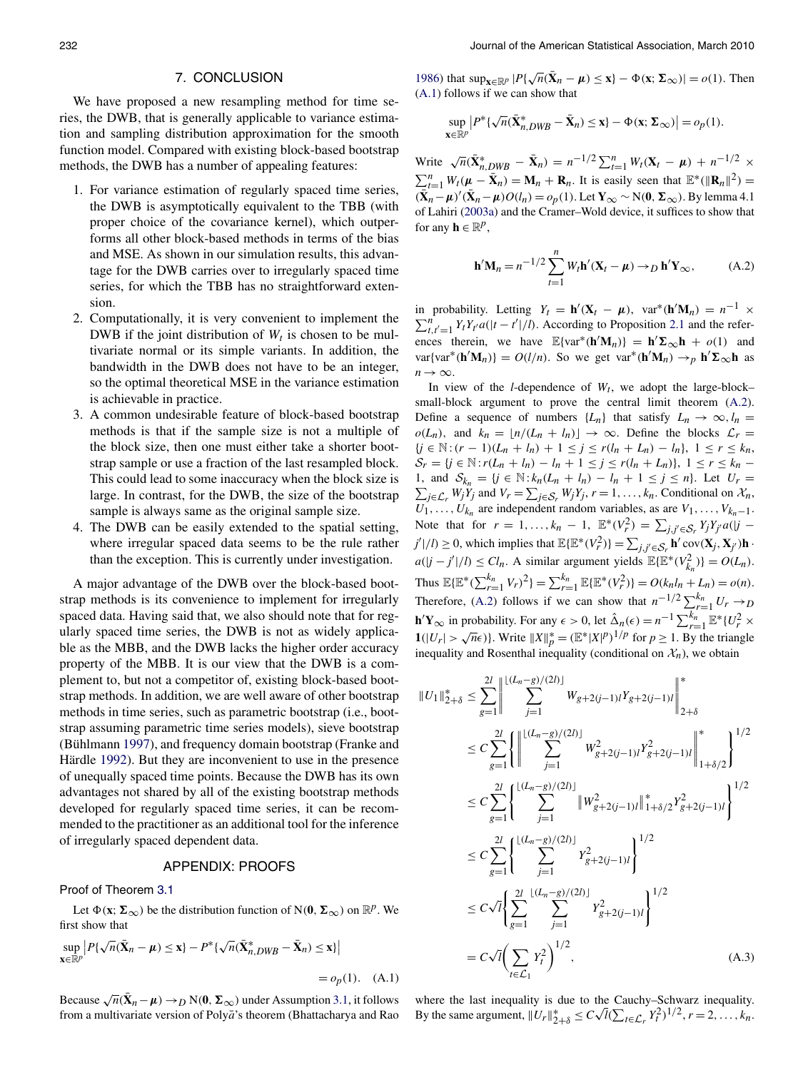## 7. CONCLUSION

We have proposed a new resampling method for time series, the DWB, that is generally applicable to variance estimation and sampling distribution approximation for the smooth function model. Compared with existing block-based bootstrap methods, the DWB has a number of appealing features:

1. For variance estimation of regularly spaced time series, the DWB is asymptotically equivalent to the TBB (with proper choice of the covariance kernel), which outperforms all other block-based methods in terms of the bias and MSE. As shown in our simulation results, this advantage for the DWB carries over to irregularly spaced time series, for which the TBB has no straightforward extension.
2. Computationally, it is very convenient to implement the DWB if the joint distribution of $W_t$ is chosen to be multivariate normal or its simple variants. In addition, the bandwidth in the DWB does not have to be an integer, so the optimal theoretical MSE in the variance estimation is achievable in practice.
3. A common undesirable feature of block-based bootstrap methods is that if the sample size is not a multiple of the block size, then one must either take a shorter bootstrap sample or use a fraction of the last resampled block. This could lead to some inaccuracy when the block size is large. In contrast, for the DWB, the size of the bootstrap sample is always same as the original sample size.
4. The DWB can be easily extended to the spatial setting, where irregular spaced data seems to be the rule rather than the exception. This is currently under investigation.

A major advantage of the DWB over the block-based bootstrap methods is its convenience to implement for irregularly spaced data. Having said that, we also should note that for regularly spaced time series, the DWB is not as widely applicable as the MBB, and the DWB lacks the higher order accuracy property of the MBB. It is our view that the DWB is a complement to, but not a competitor of, existing block-based bootstrap methods. In addition, we are well aware of other bootstrap methods in time series, such as parametric bootstrap (i.e., bootstrap assuming parametric time series models), sieve bootstrap (Bühlmann 1997), and frequency domain bootstrap (Franke and Härdle 1992). But they are inconvenient to use in the presence of unequally spaced time points. Because the DWB has its own advantages not shared by all of the existing bootstrap methods developed for regularly spaced time series, it can be recommended to the practitioner as an additional tool for the inference of irregularly spaced dependent data.

## APPENDIX: PROOFS

### Proof of Theorem 3.1

Let $\Phi(\mathbf{x}; \boldsymbol{\Sigma}_\infty)$ be the distribution function of $\mathrm{N}(\mathbf{0}, \boldsymbol{\Sigma}_\infty)$ on $\mathbb{R}^p$. We first show that

$$\sup_{\mathbf{x}\in\mathbb{R}^p}\left|P\{\sqrt{n}(\bar{\mathbf{X}}_n-\boldsymbol{\mu})\le\mathbf{x}\}-P^*\{\sqrt{n}(\bar{\mathbf{X}}^*_{n,DWB}-\bar{\mathbf{X}}_n)\le\mathbf{x}\}\right| = o_p(1). \quad \text{(A.1)}$$

Because $\sqrt{n}(\bar{\mathbf{X}}_n-\boldsymbol{\mu})\to_D \mathrm{N}(\mathbf{0}, \boldsymbol{\Sigma}_\infty)$ under Assumption 3.1, it follows from a multivariate version of Polyā's theorem (Bhattacharya and Rao 1986) that $\sup_{\mathbf{x}\in\mathbb{R}^p}|P\{\sqrt{n}(\bar{\mathbf{X}}_n-\boldsymbol{\mu})\le\mathbf{x}\}-\Phi(\mathbf{x};\boldsymbol{\Sigma}_\infty)| = o(1)$. Then (A.1) follows if we can show that

$$\sup_{\mathbf{x}\in\mathbb{R}^p}\left|P^*\{\sqrt{n}(\bar{\mathbf{X}}^*_{n,DWB}-\bar{\mathbf{X}}_n)\le\mathbf{x}\}-\Phi(\mathbf{x};\boldsymbol{\Sigma}_\infty)\right| = o_p(1).$$

Write $\sqrt{n}(\bar{\mathbf{X}}^*_{n,DWB}-\bar{\mathbf{X}}_n) = n^{-1/2}\sum_{t=1}^n W_t(\mathbf{X}_t-\boldsymbol{\mu}) + n^{-1/2}\times\sum_{t=1}^n W_t(\boldsymbol{\mu}-\bar{\mathbf{X}}_n) = \mathbf{M}_n+\mathbf{R}_n$. It is easily seen that $\mathbb{E}^*(\|\mathbf{R}_n\|^2) = (\bar{\mathbf{X}}_n-\boldsymbol{\mu})'(\bar{\mathbf{X}}_n-\boldsymbol{\mu})O(l_n) = o_p(1)$. Let $\mathbf{Y}_\infty\sim\mathrm{N}(\mathbf{0},\boldsymbol{\Sigma}_\infty)$. By lemma 4.1 of Lahiri (2003a) and the Cramer–Wold device, it suffices to show that for any $\mathbf{h}\in\mathbb{R}^p$,

$$\mathbf{h}'\mathbf{M}_n = n^{-1/2}\sum_{t=1}^n W_t\mathbf{h}'(\mathbf{X}_t-\boldsymbol{\mu})\to_D \mathbf{h}'\mathbf{Y}_\infty, \quad \text{(A.2)}$$

in probability. Letting $Y_t = \mathbf{h}'(\mathbf{X}_t-\boldsymbol{\mu})$, $\mathrm{var}^*(\mathbf{h}'\mathbf{M}_n) = n^{-1}\times\sum_{t,t'=1}^n Y_tY_{t'}a(|t-t'|/l)$. According to Proposition 2.1 and the references therein, we have $\mathbb{E}\{\mathrm{var}^*(\mathbf{h}'\mathbf{M}_n)\} = \mathbf{h}'\boldsymbol{\Sigma}_\infty\mathbf{h}+o(1)$ and $\mathrm{var}\{\mathrm{var}^*(\mathbf{h}'\mathbf{M}_n)\} = O(l/n)$. So we get $\mathrm{var}^*(\mathbf{h}'\mathbf{M}_n)\to_p \mathbf{h}'\boldsymbol{\Sigma}_\infty\mathbf{h}$ as $n\to\infty$.

In view of the $l$-dependence of $W_t$, we adopt the large-block–small-block argument to prove the central limit theorem (A.2). Define a sequence of numbers $\{L_n\}$ that satisfy $L_n\to\infty$, $l_n = o(L_n)$, and $k_n = \lfloor n/(L_n+l_n)\rfloor\to\infty$. Define the blocks $\mathcal{L}_r = \{j\in\mathbb{N}: (r-1)(L_n+l_n)+1\le j\le r(l_n+L_n)-l_n\}$, $1\le r\le k_n$, $\mathcal{S}_r = \{j\in\mathbb{N}: r(L_n+l_n)-l_n+1\le j\le r(l_n+L_n)\}$, $1\le r\le k_n-1$, and $\mathcal{S}_{k_n} = \{j\in\mathbb{N}: k_n(L_n+l_n)-l_n+1\le j\le n\}$. Let $U_r = \sum_{j\in\mathcal{L}_r}W_jY_j$ and $V_r = \sum_{j\in\mathcal{S}_r}W_jY_j$, $r=1,\ldots,k_n$. Conditional on $\mathcal{X}_n$, $U_1,\ldots,U_{k_n}$ are independent random variables, as are $V_1,\ldots,V_{k_n-1}$. Note that for $r=1,\ldots,k_n-1$, $\mathbb{E}^*(V_r^2) = \sum_{j,j'\in\mathcal{S}_r}Y_jY_{j'}a(|j-j'|/l)\ge 0$, which implies that $\mathbb{E}\{\mathbb{E}^*(V_r^2)\} = \sum_{j,j'\in\mathcal{S}_r}\mathbf{h}'\,\mathrm{cov}(\mathbf{X}_j,\mathbf{X}_{j'})\mathbf{h}\cdot a(|j-j'|/l)\le Cl_n$. A similar argument yields $\mathbb{E}\{\mathbb{E}^*(V_{k_n}^2)\} = O(L_n)$. Thus $\mathbb{E}\{\mathbb{E}^*(\sum_{r=1}^{k_n}V_r)^2\} = \sum_{r=1}^{k_n}\mathbb{E}\{\mathbb{E}^*(V_r^2)\} = O(k_nl_n+L_n) = o(n)$. Therefore, (A.2) follows if we can show that $n^{-1/2}\sum_{r=1}^{k_n}U_r\to_D \mathbf{h}'\mathbf{Y}_\infty$ in probability. For any $\epsilon>0$, let $\hat{\Delta}_n(\epsilon) = n^{-1}\sum_{r=1}^{k_n}\mathbb{E}^*\{U_r^2\times\mathbf{1}(|U_r|>\sqrt{n}\epsilon)\}$. Write $\|X\|_p^* = (\mathbb{E}^*|X|^p)^{1/p}$ for $p\ge 1$. By the triangle inequality and Rosenthal inequality (conditional on $\mathcal{X}_n$), we obtain

$$\begin{aligned}
\|U_1\|_{2+\delta}^* &\le \sum_{g=1}^{2l}\left\|\sum_{j=1}^{\lfloor(L_n-g)/(2l)\rfloor}W_{g+2(j-1)l}Y_{g+2(j-1)l}\right\|_{2+\delta}^*\\
&\le C\sum_{g=1}^{2l}\left\{\left\|\sum_{j=1}^{\lfloor(L_n-g)/(2l)\rfloor}W^2_{g+2(j-1)l}Y^2_{g+2(j-1)l}\right\|_{1+\delta/2}^*\right\}^{1/2}\\
&\le C\sum_{g=1}^{2l}\left\{\sum_{j=1}^{\lfloor(L_n-g)/(2l)\rfloor}\left\|W^2_{g+2(j-1)l}\right\|_{1+\delta/2}^*Y^2_{g+2(j-1)l}\right\}^{1/2}\\
&\le C\sum_{g=1}^{2l}\left\{\sum_{j=1}^{\lfloor(L_n-g)/(2l)\rfloor}Y^2_{g+2(j-1)l}\right\}^{1/2}\\
&\le C\sqrt{l}\left\{\sum_{g=1}^{2l}\sum_{j=1}^{\lfloor(L_n-g)/(2l)\rfloor}Y^2_{g+2(j-1)l}\right\}^{1/2}\\
&= C\sqrt{l}\left(\sum_{t\in\mathcal{L}_1}Y_t^2\right)^{1/2}, \qquad \text{(A.3)}
\end{aligned}$$

where the last inequality is due to the Cauchy–Schwarz inequality. By the same argument, $\|U_r\|_{2+\delta}^*\le C\sqrt{l}(\sum_{t\in\mathcal{L}_r}Y_t^2)^{1/2}$, $r=2,\ldots,k_n$.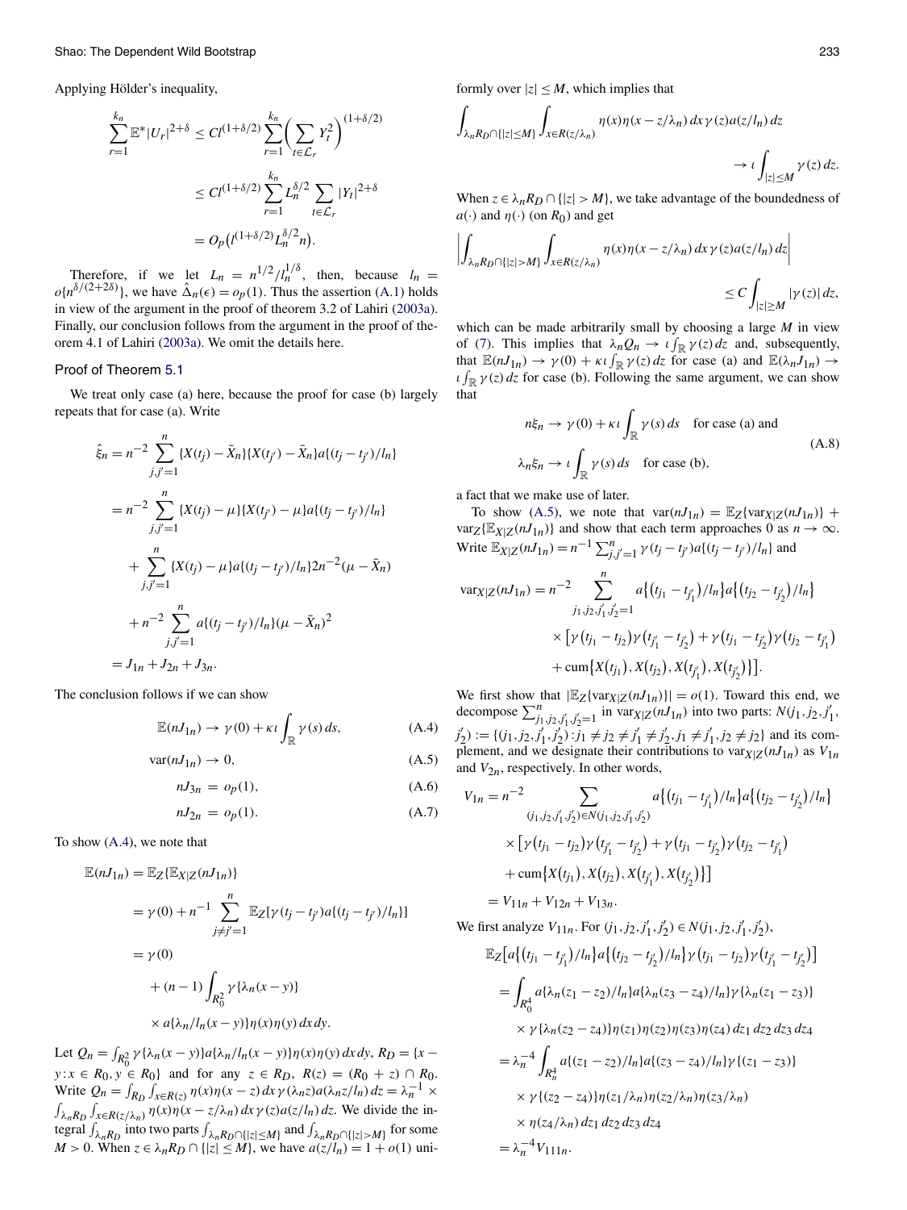Applying Hölder's inequality,

$$\sum_{r=1}^{k_n} \mathbb{E}^*|U_r|^{2+\delta} \le Cl^{(1+\delta/2)} \sum_{r=1}^{k_n} \Big( \sum_{t \in \mathcal{L}_r} Y_t^2 \Big)^{(1+\delta/2)}$$

$$\le Cl^{(1+\delta/2)} \sum_{r=1}^{k_n} L_n^{\delta/2} \sum_{t \in \mathcal{L}_r} |Y_t|^{2+\delta}$$

$$= O_p\big(l^{(1+\delta/2)} L_n^{\delta/2} n\big).$$

Therefore, if we let $L_n = n^{1/2}/l_n^{1/\delta}$, then, because $l_n = o\{n^{\delta/(2+2\delta)}\}$, we have $\hat{\Delta}_n(\epsilon) = o_p(1)$. Thus the assertion (A.1) holds in view of the argument in the proof of theorem 3.2 of Lahiri (2003a). Finally, our conclusion follows from the argument in the proof of theorem 4.1 of Lahiri (2003a). We omit the details here.

### Proof of Theorem 5.1

We treat only case (a) here, because the proof for case (b) largely repeats that for case (a). Write

$$\hat{\xi}_n = n^{-2} \sum_{j,j'=1}^{n} \{X(t_j) - \bar{X}_n\}\{X(t_{j'}) - \bar{X}_n\} a\{(t_j - t_{j'})/l_n\}$$

$$= n^{-2} \sum_{j,j'=1}^{n} \{X(t_j) - \mu\}\{X(t_{j'}) - \mu\} a\{(t_j - t_{j'})/l_n\}$$

$$+ \sum_{j,j'=1}^{n} \{X(t_j) - \mu\} a\{(t_j - t_{j'})/l_n\} 2n^{-2}(\mu - \bar{X}_n)$$

$$+ n^{-2} \sum_{j,j'=1}^{n} a\{(t_j - t_{j'})/l_n\}(\mu - \bar{X}_n)^2$$

$$= J_{1n} + J_{2n} + J_{3n}.$$

The conclusion follows if we can show

$$\mathbb{E}(nJ_{1n}) \to \gamma(0) + \kappa\iota \int_{\mathbb{R}} \gamma(s)\,ds, \tag{A.4}$$

$$\operatorname{var}(nJ_{1n}) \to 0, \tag{A.5}$$

$$nJ_{3n} = o_p(1), \tag{A.6}$$

$$nJ_{2n} = o_p(1). \tag{A.7}$$

To show (A.4), we note that

$$\mathbb{E}(nJ_{1n}) = \mathbb{E}_Z\{\mathbb{E}_{X|Z}(nJ_{1n})\}$$

$$= \gamma(0) + n^{-1} \sum_{j \ne j'=1}^{n} \mathbb{E}_Z[\gamma(t_j - t_{j'}) a\{(t_j - t_{j'})/l_n\}]$$

$$= \gamma(0) + (n-1) \int_{R_0^2} \gamma\{\lambda_n(x-y)\} \times a\{\lambda_n/l_n(x-y)\}\eta(x)\eta(y)\,dx\,dy.$$

Let $Q_n = \int_{R_0^2} \gamma\{\lambda_n(x-y)\} a\{\lambda_n/l_n(x-y)\}\eta(x)\eta(y)\,dx\,dy$, $R_D = \{x - y : x \in R_0, y \in R_0\}$ and for any $z \in R_D$, $R(z) = (R_0 + z) \cap R_0$. Write $Q_n = \int_{R_D} \int_{x \in R(z)} \eta(x)\eta(x-z)\,dx\,\gamma(\lambda_n z) a(\lambda_n z/l_n)\,dz = \lambda_n^{-1} \times \int_{\lambda_n R_D} \int_{x \in R(z/\lambda_n)} \eta(x)\eta(x - z/\lambda_n)\,dx\,\gamma(z) a(z/l_n)\,dz$. We divide the integral $\int_{\lambda_n R_D}$ into two parts $\int_{\lambda_n R_D \cap \{|z| \le M\}}$ and $\int_{\lambda_n R_D \cap \{|z| > M\}}$ for some $M > 0$. When $z \in \lambda_n R_D \cap \{|z| \le M\}$, we have $a(z/l_n) = 1 + o(1)$ uniformly over $|z| \le M$, which implies that

$$\int_{\lambda_n R_D \cap \{|z| \le M\}} \int_{x \in R(z/\lambda_n)} \eta(x)\eta(x - z/\lambda_n)\,dx\,\gamma(z) a(z/l_n)\,dz \to \iota \int_{|z| \le M} \gamma(z)\,dz.$$

When $z \in \lambda_n R_D \cap \{|z| > M\}$, we take advantage of the boundedness of $a(\cdot)$ and $\eta(\cdot)$ (on $R_0$) and get

$$\left| \int_{\lambda_n R_D \cap \{|z| > M\}} \int_{x \in R(z/\lambda_n)} \eta(x)\eta(x - z/\lambda_n)\,dx\,\gamma(z) a(z/l_n)\,dz \right| \le C \int_{|z| \ge M} |\gamma(z)|\,dz,$$

which can be made arbitrarily small by choosing a large $M$ in view of (7). This implies that $\lambda_n Q_n \to \iota \int_{\mathbb{R}} \gamma(z)\,dz$ and, subsequently, that $\mathbb{E}(nJ_{1n}) \to \gamma(0) + \kappa\iota \int_{\mathbb{R}} \gamma(z)\,dz$ for case (a) and $\mathbb{E}(\lambda_n J_{1n}) \to \iota \int_{\mathbb{R}} \gamma(z)\,dz$ for case (b). Following the same argument, we can show that

$$\begin{aligned} n\xi_n &\to \gamma(0) + \kappa\iota \int_{\mathbb{R}} \gamma(s)\,ds \quad \text{for case (a) and} \\ \lambda_n \xi_n &\to \iota \int_{\mathbb{R}} \gamma(s)\,ds \quad \text{for case (b),} \end{aligned} \tag{A.8}$$

a fact that we make use of later.

To show (A.5), we note that $\operatorname{var}(nJ_{1n}) = \mathbb{E}_Z\{\operatorname{var}_{X|Z}(nJ_{1n})\} + \operatorname{var}_Z\{\mathbb{E}_{X|Z}(nJ_{1n})\}$ and show that each term approaches 0 as $n \to \infty$. Write $\mathbb{E}_{X|Z}(nJ_{1n}) = n^{-1} \sum_{j,j'=1}^{n} \gamma(t_j - t_{j'}) a\{(t_j - t_{j'})/l_n\}$ and

$$\operatorname{var}_{X|Z}(nJ_{1n}) = n^{-2} \sum_{j_1,j_2,j_1',j_2'=1}^{n} a\{(t_{j_1} - t_{j_1'})/l_n\} a\{(t_{j_2} - t_{j_2'})/l_n\}$$
$$\times \big[\gamma(t_{j_1} - t_{j_2})\gamma(t_{j_1'} - t_{j_2'}) + \gamma(t_{j_1} - t_{j_2'})\gamma(t_{j_2} - t_{j_1'}) + \operatorname{cum}\{X(t_{j_1}), X(t_{j_2}), X(t_{j_1'}), X(t_{j_2'})\}\big].$$

We first show that $|\mathbb{E}_Z\{\operatorname{var}_{X|Z}(nJ_{1n})\}| = o(1)$. Toward this end, we decompose $\sum_{j_1,j_2,j_1',j_2'=1}^{n}$ in $\operatorname{var}_{X|Z}(nJ_{1n})$ into two parts: $N(j_1, j_2, j_1', j_2') := \{(j_1, j_2, j_1', j_2') : j_1 \ne j_2 \ne j_1' \ne j_2', j_1 \ne j_1', j_2 \ne j_2\}$ and its complement, and we designate their contributions to $\operatorname{var}_{X|Z}(nJ_{1n})$ as $V_{1n}$ and $V_{2n}$, respectively. In other words,

$$V_{1n} = n^{-2} \sum_{(j_1,j_2,j_1',j_2') \in N(j_1,j_2,j_1',j_2')} a\{(t_{j_1} - t_{j_1'})/l_n\} a\{(t_{j_2} - t_{j_2'})/l_n\}$$
$$\times \big[\gamma(t_{j_1} - t_{j_2})\gamma(t_{j_1'} - t_{j_2'}) + \gamma(t_{j_1} - t_{j_2'})\gamma(t_{j_2} - t_{j_1'}) + \operatorname{cum}\{X(t_{j_1}), X(t_{j_2}), X(t_{j_1'}), X(t_{j_2'})\}\big]$$
$$= V_{11n} + V_{12n} + V_{13n}.$$

We first analyze $V_{11n}$. For $(j_1, j_2, j_1', j_2') \in N(j_1, j_2, j_1', j_2')$,

$$\mathbb{E}_Z\big[a\{(t_{j_1} - t_{j_1'})/l_n\} a\{(t_{j_2} - t_{j_2'})/l_n\}\gamma(t_{j_1} - t_{j_2})\gamma(t_{j_1'} - t_{j_2'})\big]$$

$$= \int_{R_0^4} a\{\lambda_n(z_1 - z_2)/l_n\} a\{\lambda_n(z_3 - z_4)/l_n\}\gamma\{\lambda_n(z_1 - z_3)\} \times \gamma\{\lambda_n(z_2 - z_4)\}\eta(z_1)\eta(z_2)\eta(z_3)\eta(z_4)\,dz_1\,dz_2\,dz_3\,dz_4$$

$$= \lambda_n^{-4} \int_{R_n^4} a\{(z_1 - z_2)/l_n\} a\{(z_3 - z_4)/l_n\}\gamma\{(z_1 - z_3)\} \times \gamma\{(z_2 - z_4)\}\eta(z_1/\lambda_n)\eta(z_2/\lambda_n)\eta(z_3/\lambda_n) \times \eta(z_4/\lambda_n)\,dz_1\,dz_2\,dz_3\,dz_4$$

$$= \lambda_n^{-4} V_{111n}.$$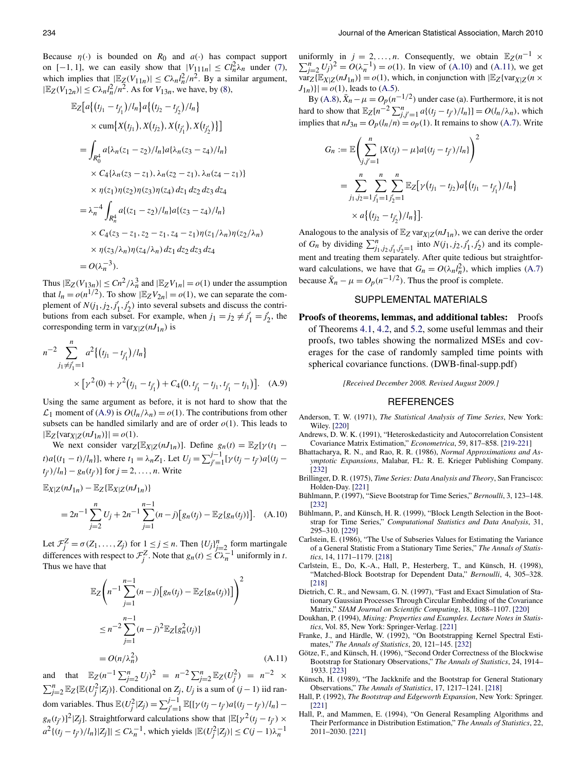Because $\eta(\cdot)$ is bounded on $R_0$ and $a(\cdot)$ has compact support on $[-1,1]$, we can easily show that $|V_{111n}| \le C l_n^2 \lambda_n$ under (7), which implies that $|\mathbb{E}_Z(V_{11n})| \le C\lambda_n l_n^2/n^2$. By a similar argument, $|\mathbb{E}_Z(V_{12n})| \le C\lambda_n l_n^2/n^2$. As for $V_{13n}$, we have, by (8),

$$
\begin{aligned}
&\mathbb{E}_Z\big[a\{(t_{j_1}-t_{j_1'})/l_n\}a\{(t_{j_2}-t_{j_2'})/l_n\}\\
&\quad\times \operatorname{cum}\{X(t_{j_1}),X(t_{j_2}),X(t_{j_1'}),X(t_{j_2'})\}\big]\\
&=\int_{R_0^4} a\{\lambda_n(z_1-z_2)/l_n\}a\{\lambda_n(z_3-z_4)/l_n\}\\
&\quad\times C_4\{\lambda_n(z_3-z_1),\lambda_n(z_2-z_1),\lambda_n(z_4-z_1)\}\\
&\quad\times \eta(z_1)\eta(z_2)\eta(z_3)\eta(z_4)\,dz_1\,dz_2\,dz_3\,dz_4\\
&=\lambda_n^{-4}\int_{R_n^4} a\{(z_1-z_2)/l_n\}a\{(z_3-z_4)/l_n\}\\
&\quad\times C_4(z_3-z_1,z_2-z_1,z_4-z_1)\eta(z_1/\lambda_n)\eta(z_2/\lambda_n)\\
&\quad\times \eta(z_3/\lambda_n)\eta(z_4/\lambda_n)\,dz_1\,dz_2\,dz_3\,dz_4\\
&=O(\lambda_n^{-3}).
\end{aligned}
$$

Thus $|\mathbb{E}_Z(V_{13n})| \le Cn^2/\lambda_n^3$ and $|\mathbb{E}_Z V_{1n}| = o(1)$ under the assumption that $l_n = o(n^{1/2})$. To show $|\mathbb{E}_Z V_{2n}| = o(1)$, we can separate the complement of $N(j_1,j_2,j_1',j_2')$ into several subsets and discuss the contributions from each subset. For example, when $j_1 = j_2 \ne j_1' = j_2'$, the corresponding term in $\operatorname{var}_{X|Z}(nJ_{1n})$ is

$$
\begin{aligned}
n^{-2}\sum_{j_1\ne j_1'=1}^{n} & a^2\{(t_{j_1}-t_{j_1'})/l_n\}\\
&\times\big[\gamma^2(0)+\gamma^2(t_{j_1}-t_{j_1'})+C_4(0,t_{j_1'}-t_{j_1},t_{j_1'}-t_{j_1})\big]. \quad \text{(A.9)}
\end{aligned}
$$

Using the same argument as before, it is not hard to show that the $\mathcal{L}_1$ moment of (A.9) is $O(l_n/\lambda_n) = o(1)$. The contributions from other subsets can be handled similarly and are of order $o(1)$. This leads to $|\mathbb{E}_Z\{\operatorname{var}_{X|Z}(nJ_{1n})\}| = o(1)$.

We next consider $\operatorname{var}_Z[\mathbb{E}_{X|Z}(nJ_{1n})]$. Define $g_n(t) = \mathbb{E}_Z[\gamma(t_1 - t)a\{(t_1-t)/l_n\}]$, where $t_1 = \lambda_n Z_1$. Let $U_j = \sum_{j'=1}^{j-1}[\gamma(t_j - t_{j'})a\{(t_j - t_{j'})/l_n\} - g_n(t_{j'})]$ for $j = 2,\ldots,n$. Write

$$
\begin{aligned}
&\mathbb{E}_{X|Z}(nJ_{1n}) - \mathbb{E}_Z\{\mathbb{E}_{X|Z}(nJ_{1n})\}\\
&= 2n^{-1}\sum_{j=2}^{n} U_j + 2n^{-1}\sum_{j=1}^{n-1}(n-j)\big[g_n(t_j) - \mathbb{E}_Z\{g_n(t_j)\}\big]. \quad \text{(A.10)}
\end{aligned}
$$

Let $\mathcal{F}_j^Z = \sigma(Z_1,\ldots,Z_j)$ for $1 \le j \le n$. Then $\{U_j\}_{j=2}^n$ form martingale differences with respect to $\mathcal{F}_j^Z$. Note that $g_n(t) \le C\lambda_n^{-1}$ uniformly in $t$. Thus we have that

$$
\begin{aligned}
&\mathbb{E}_Z\left(n^{-1}\sum_{j=1}^{n-1}(n-j)\big[g_n(t_j) - \mathbb{E}_Z\{g_n(t_j)\}\big]\right)^2\\
&\le n^{-2}\sum_{j=1}^{n-1}(n-j)^2\mathbb{E}_Z[g_n^2(t_j)]\\
&= O(n/\lambda_n^2) \quad \text{(A.11)}
\end{aligned}
$$

and that $\mathbb{E}_Z(n^{-1}\sum_{j=2}^n U_j)^2 = n^{-2}\sum_{j=2}^n \mathbb{E}_Z(U_j^2) = n^{-2} \times \sum_{j=2}^n \mathbb{E}_Z\{\mathbb{E}(U_j^2|Z_j)\}$. Conditional on $Z_j$, $U_j$ is a sum of $(j-1)$ iid random variables. Thus $\mathbb{E}(U_j^2|Z_j) = \sum_{j'=1}^{j-1}\mathbb{E}[[\gamma(t_j - t_{j'})a\{(t_j - t_{j'})/l_n\} - g_n(t_{j'})]^2|Z_j]$. Straightforward calculations show that $|\mathbb{E}[\gamma^2(t_j - t_{j'}) \times a^2\{(t_j - t_{j'})/l_n\}|Z_j]| \le C\lambda_n^{-1}$, which yields $|\mathbb{E}(U_j^2|Z_j)| \le C(j-1)\lambda_n^{-1}$ uniformly in $j = 2,\ldots,n$. Consequently, we obtain $\mathbb{E}_Z(n^{-1} \times \sum_{j=2}^n U_j)^2 = O(\lambda_n^{-1}) = o(1)$. In view of (A.10) and (A.11), we get $\operatorname{var}_Z\{\mathbb{E}_{X|Z}(nJ_{1n})\} = o(1)$, which, in conjunction with $|\mathbb{E}_Z\{\operatorname{var}_{X|Z}(n \times J_{1n})\}| = o(1)$, leads to (A.5).

By (A.8), $\bar{X}_n - \mu = O_p(n^{-1/2})$ under case (a). Furthermore, it is not hard to show that $\mathbb{E}_Z[n^{-2}\sum_{j,j'=1}^n a\{(t_j - t_{j'})/l_n\}] = O(l_n/\lambda_n)$, which implies that $nJ_{3n} = O_p(l_n/n) = o_p(1)$. It remains to show (A.7). Write

$$
\begin{aligned}
G_n &:= \mathbb{E}\left(\sum_{j,j'=1}^{n}\{X(t_j)-\mu\}a\{(t_j - t_{j'})/l_n\}\right)^2\\
&= \sum_{j_1,j_2=1}^{n}\sum_{j_1'=1}^{n}\sum_{j_2'=1}^{n}\mathbb{E}_Z\big[\gamma(t_{j_1}-t_{j_2})a\{(t_{j_1}-t_{j_1'})/l_n\}\\
&\quad\times a\{(t_{j_2}-t_{j_2'})/l_n\}\big].
\end{aligned}
$$

Analogous to the analysis of $\mathbb{E}_Z \operatorname{var}_{X|Z}(nJ_{1n})$, we can derive the order of $G_n$ by dividing $\sum_{j_1,j_2,j_1',j_2'=1}^n$ into $N(j_1,j_2,j_1',j_2')$ and its complement and treating them separately. After quite tedious but straightforward calculations, we have that $G_n = O(\lambda_n l_n^2)$, which implies (A.7) because $\bar{X}_n - \mu = O_p(n^{-1/2})$. Thus the proof is complete.

## SUPPLEMENTAL MATERIALS

**Proofs of theorems, lemmas, and additional tables:** Proofs of Theorems 4.1, 4.2, and 5.2, some useful lemmas and their proofs, two tables showing the normalized MSEs and coverages for the case of randomly sampled time points with spherical covariance functions. (DWB-final-supp.pdf)

*[Received December 2008. Revised August 2009.]*

## REFERENCES

Anderson, T. W. (1971), *The Statistical Analysis of Time Series*, New York: Wiley. [220]

Andrews, D. W. K. (1991), "Heteroskedasticity and Autocorrelation Consistent Covariance Matrix Estimation," *Econometrica*, 59, 817–858. [219-221]

Bhattacharya, R. N., and Rao, R. R. (1986), *Normal Approximations and Asymptotic Expansions*, Malabar, FL: R. E. Krieger Publishing Company. [232]

Brillinger, D. R. (1975), *Time Series: Data Analysis and Theory*, San Francisco: Holden-Day. [221]

Bühlmann, P. (1997), "Sieve Bootstrap for Time Series," *Bernoulli*, 3, 123–148. [232]

Bühlmann, P., and Künsch, H. R. (1999), "Block Length Selection in the Bootstrap for Time Series," *Computational Statistics and Data Analysis*, 31, 295–310. [229]

Carlstein, E. (1986), "The Use of Subseries Values for Estimating the Variance of a General Statistic From a Stationary Time Series," *The Annals of Statistics*, 14, 1171–1179. [218]

Carlstein, E., Do, K.-A., Hall, P., Hesterberg, T., and Künsch, H. (1998), "Matched-Block Bootstrap for Dependent Data," *Bernoulli*, 4, 305–328. [218]

Dietrich, C. R., and Newsam, G. N. (1997), "Fast and Exact Simulation of Stationary Gaussian Processes Through Circular Embedding of the Covariance Matrix," *SIAM Journal on Scientific Computing*, 18, 1088–1107. [220]

Doukhan, P. (1994), *Mixing: Properties and Examples. Lecture Notes in Statistics*, Vol. 85, New York: Springer-Verlag. [221]

Franke, J., and Härdle, W. (1992), "On Bootstrapping Kernel Spectral Estimates," *The Annals of Statistics*, 20, 121–145. [232]

Götze, F., and Künsch, H. (1996), "Second Order Correctness of the Blockwise Bootstrap for Stationary Observations," *The Annals of Statistics*, 24, 1914–1933. [223]

Künsch, H. (1989), "The Jackknife and the Bootstrap for General Stationary Observations," *The Annals of Statistics*, 17, 1217–1241. [218]

Hall, P. (1992), *The Bootstrap and Edgeworth Expansion*, New York: Springer. [221]

Hall, P., and Mammen, E. (1994), "On General Resampling Algorithms and Their Performance in Distribution Estimation," *The Annals of Statistics*, 22, 2011–2030. [221]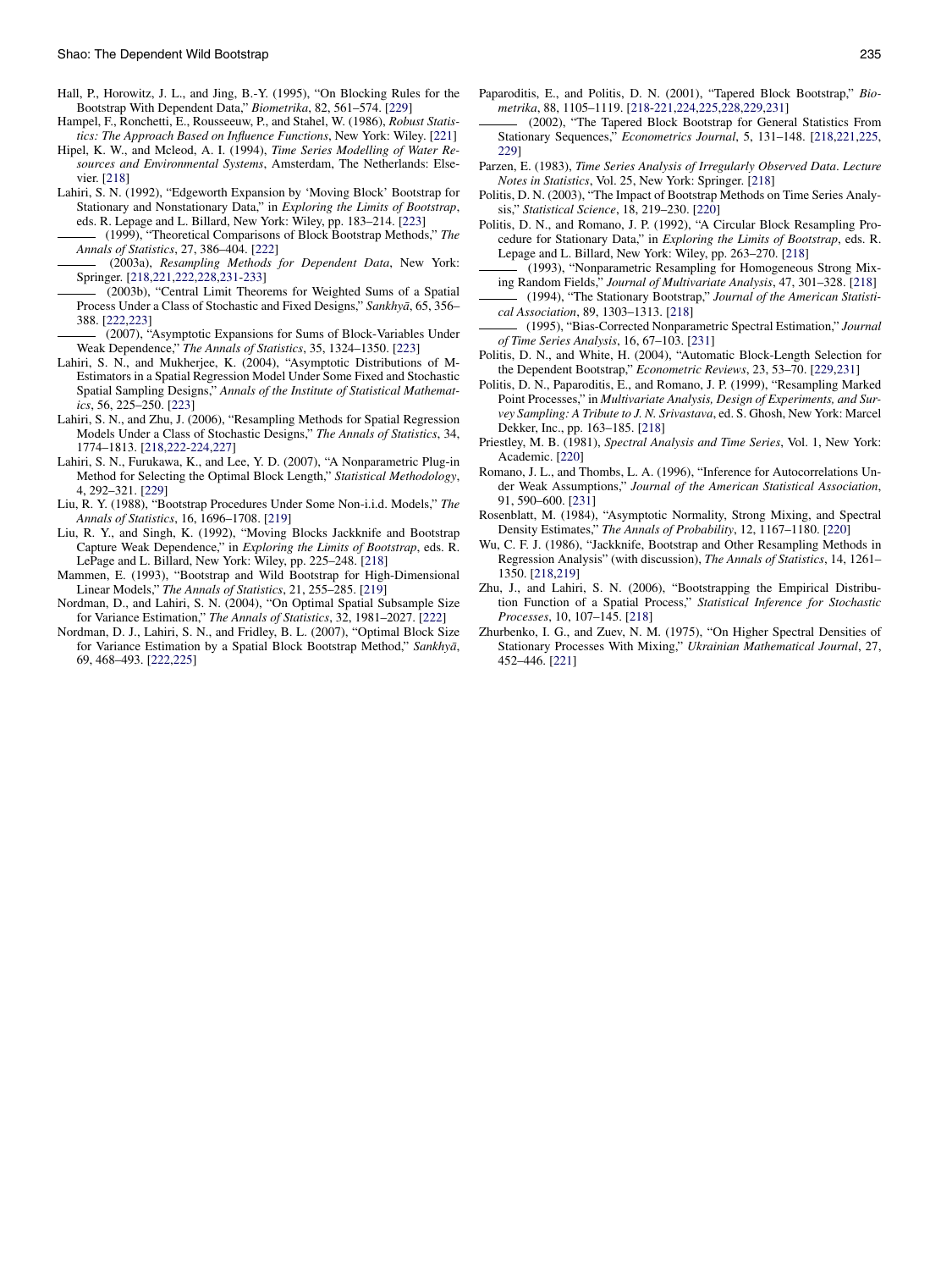Hall, P., Horowitz, J. L., and Jing, B.-Y. (1995), "On Blocking Rules for the Bootstrap With Dependent Data," *Biometrika*, 82, 561–574. [229]

Hampel, F., Ronchetti, E., Rousseeuw, P., and Stahel, W. (1986), *Robust Statistics: The Approach Based on Influence Functions*, New York: Wiley. [221]

Hipel, K. W., and Mcleod, A. I. (1994), *Time Series Modelling of Water Resources and Environmental Systems*, Amsterdam, The Netherlands: Elsevier. [218]

Lahiri, S. N. (1992), "Edgeworth Expansion by 'Moving Block' Bootstrap for Stationary and Nonstationary Data," in *Exploring the Limits of Bootstrap*, eds. R. Lepage and L. Billard, New York: Wiley, pp. 183–214. [223]

——— (1999), "Theoretical Comparisons of Block Bootstrap Methods," *The Annals of Statistics*, 27, 386–404. [222]

——— (2003a), *Resampling Methods for Dependent Data*, New York: Springer. [218,221,222,228,231-233]

——— (2003b), "Central Limit Theorems for Weighted Sums of a Spatial Process Under a Class of Stochastic and Fixed Designs," *Sankhyā*, 65, 356–388. [222,223]

——— (2007), "Asymptotic Expansions for Sums of Block-Variables Under Weak Dependence," *The Annals of Statistics*, 35, 1324–1350. [223]

Lahiri, S. N., and Mukherjee, K. (2004), "Asymptotic Distributions of M-Estimators in a Spatial Regression Model Under Some Fixed and Stochastic Spatial Sampling Designs," *Annals of the Institute of Statistical Mathematics*, 56, 225–250. [223]

Lahiri, S. N., and Zhu, J. (2006), "Resampling Methods for Spatial Regression Models Under a Class of Stochastic Designs," *The Annals of Statistics*, 34, 1774–1813. [218,222-224,227]

Lahiri, S. N., Furukawa, K., and Lee, Y. D. (2007), "A Nonparametric Plug-in Method for Selecting the Optimal Block Length," *Statistical Methodology*, 4, 292–321. [229]

Liu, R. Y. (1988), "Bootstrap Procedures Under Some Non-i.i.d. Models," *The Annals of Statistics*, 16, 1696–1708. [219]

Liu, R. Y., and Singh, K. (1992), "Moving Blocks Jackknife and Bootstrap Capture Weak Dependence," in *Exploring the Limits of Bootstrap*, eds. R. LePage and L. Billard, New York: Wiley, pp. 225–248. [218]

Mammen, E. (1993), "Bootstrap and Wild Bootstrap for High-Dimensional Linear Models," *The Annals of Statistics*, 21, 255–285. [219]

Nordman, D., and Lahiri, S. N. (2004), "On Optimal Spatial Subsample Size for Variance Estimation," *The Annals of Statistics*, 32, 1981–2027. [222]

Nordman, D. J., Lahiri, S. N., and Fridley, B. L. (2007), "Optimal Block Size for Variance Estimation by a Spatial Block Bootstrap Method," *Sankhyā*, 69, 468–493. [222,225]

Paparoditis, E., and Politis, D. N. (2001), "Tapered Block Bootstrap," *Biometrika*, 88, 1105–1119. [218-221,224,225,228,229,231]

——— (2002), "The Tapered Block Bootstrap for General Statistics From Stationary Sequences," *Econometrics Journal*, 5, 131–148. [218,221,225,229]

Parzen, E. (1983), *Time Series Analysis of Irregularly Observed Data*. *Lecture Notes in Statistics*, Vol. 25, New York: Springer. [218]

Politis, D. N. (2003), "The Impact of Bootstrap Methods on Time Series Analysis," *Statistical Science*, 18, 219–230. [220]

Politis, D. N., and Romano, J. P. (1992), "A Circular Block Resampling Procedure for Stationary Data," in *Exploring the Limits of Bootstrap*, eds. R. Lepage and L. Billard, New York: Wiley, pp. 263–270. [218]

——— (1993), "Nonparametric Resampling for Homogeneous Strong Mixing Random Fields," *Journal of Multivariate Analysis*, 47, 301–328. [218]

——— (1994), "The Stationary Bootstrap," *Journal of the American Statistical Association*, 89, 1303–1313. [218]

——— (1995), "Bias-Corrected Nonparametric Spectral Estimation," *Journal of Time Series Analysis*, 16, 67–103. [231]

Politis, D. N., and White, H. (2004), "Automatic Block-Length Selection for the Dependent Bootstrap," *Econometric Reviews*, 23, 53–70. [229,231]

Politis, D. N., Paparoditis, E., and Romano, J. P. (1999), "Resampling Marked Point Processes," in *Multivariate Analysis, Design of Experiments, and Survey Sampling: A Tribute to J. N. Srivastava*, ed. S. Ghosh, New York: Marcel Dekker, Inc., pp. 163–185. [218]

Priestley, M. B. (1981), *Spectral Analysis and Time Series*, Vol. 1, New York: Academic. [220]

Romano, J. L., and Thombs, L. A. (1996), "Inference for Autocorrelations Under Weak Assumptions," *Journal of the American Statistical Association*, 91, 590–600. [231]

Rosenblatt, M. (1984), "Asymptotic Normality, Strong Mixing, and Spectral Density Estimates," *The Annals of Probability*, 12, 1167–1180. [220]

Wu, C. F. J. (1986), "Jackknife, Bootstrap and Other Resampling Methods in Regression Analysis" (with discussion), *The Annals of Statistics*, 14, 1261–1350. [218,219]

Zhu, J., and Lahiri, S. N. (2006), "Bootstrapping the Empirical Distribution Function of a Spatial Process," *Statistical Inference for Stochastic Processes*, 10, 107–145. [218]

Zhurbenko, I. G., and Zuev, N. M. (1975), "On Higher Spectral Densities of Stationary Processes With Mixing," *Ukrainian Mathematical Journal*, 27, 452–446. [221]